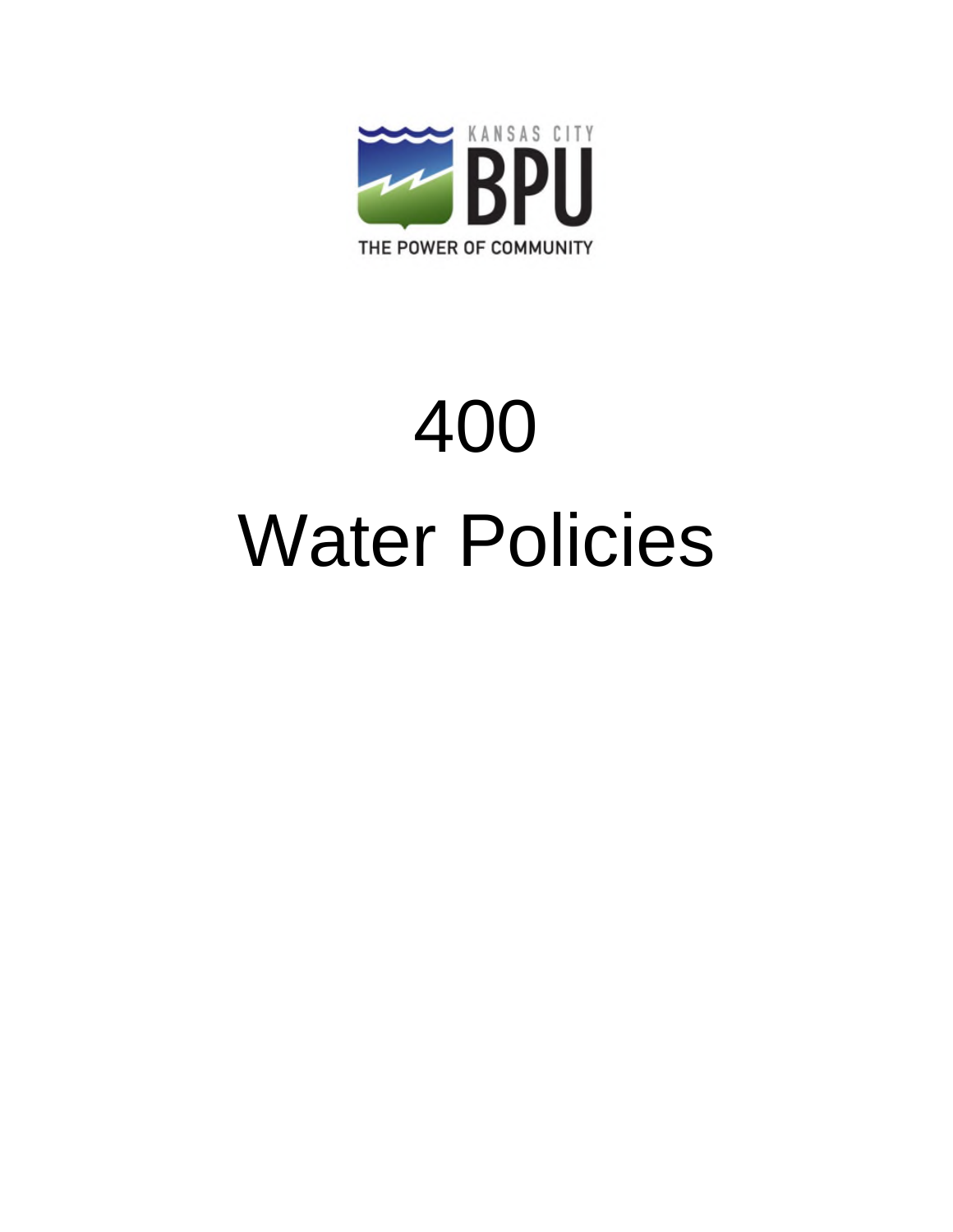KANSAS CITY BPU

THE POWER OF COMMUNITY

# 400

# Water Policies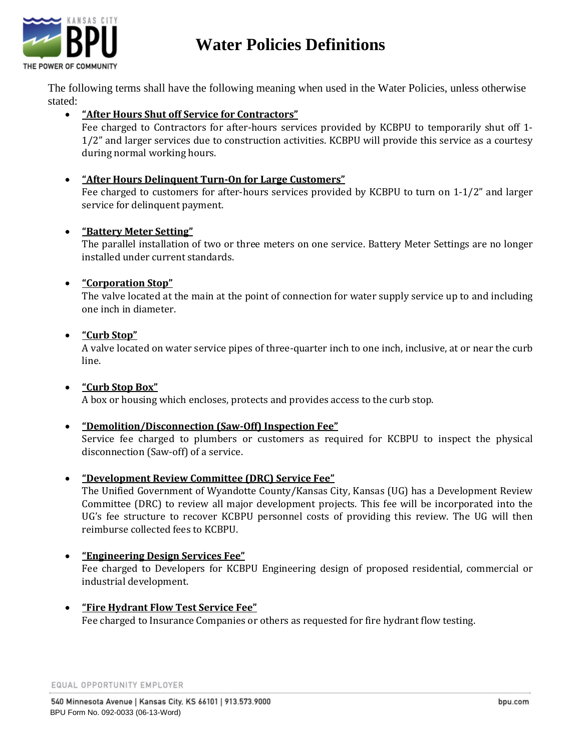# Water Policies Definitions

The following terms shall have the following meaning when used in the Water Policies, unless otherwise stated:

- **"After Hours Shut off Service for Contractors"**
  Fee charged to Contractors for after-hours services provided by KCBPU to temporarily shut off 1-1/2" and larger services due to construction activities. KCBPU will provide this service as a courtesy during normal working hours.

- **"After Hours Delinquent Turn-On for Large Customers"**
  Fee charged to customers for after-hours services provided by KCBPU to turn on 1-1/2" and larger service for delinquent payment.

- **"Battery Meter Setting"**
  The parallel installation of two or three meters on one service. Battery Meter Settings are no longer installed under current standards.

- **"Corporation Stop"**
  The valve located at the main at the point of connection for water supply service up to and including one inch in diameter.

- **"Curb Stop"**
  A valve located on water service pipes of three-quarter inch to one inch, inclusive, at or near the curb line.

- **"Curb Stop Box"**
  A box or housing which encloses, protects and provides access to the curb stop.

- **"Demolition/Disconnection (Saw-Off) Inspection Fee"**
  Service fee charged to plumbers or customers as required for KCBPU to inspect the physical disconnection (Saw-off) of a service.

- **"Development Review Committee (DRC) Service Fee"**
  The Unified Government of Wyandotte County/Kansas City, Kansas (UG) has a Development Review Committee (DRC) to review all major development projects. This fee will be incorporated into the UG's fee structure to recover KCBPU personnel costs of providing this review. The UG will then reimburse collected fees to KCBPU.

- **"Engineering Design Services Fee"**
  Fee charged to Developers for KCBPU Engineering design of proposed residential, commercial or industrial development.

- **"Fire Hydrant Flow Test Service Fee"**
  Fee charged to Insurance Companies or others as requested for fire hydrant flow testing.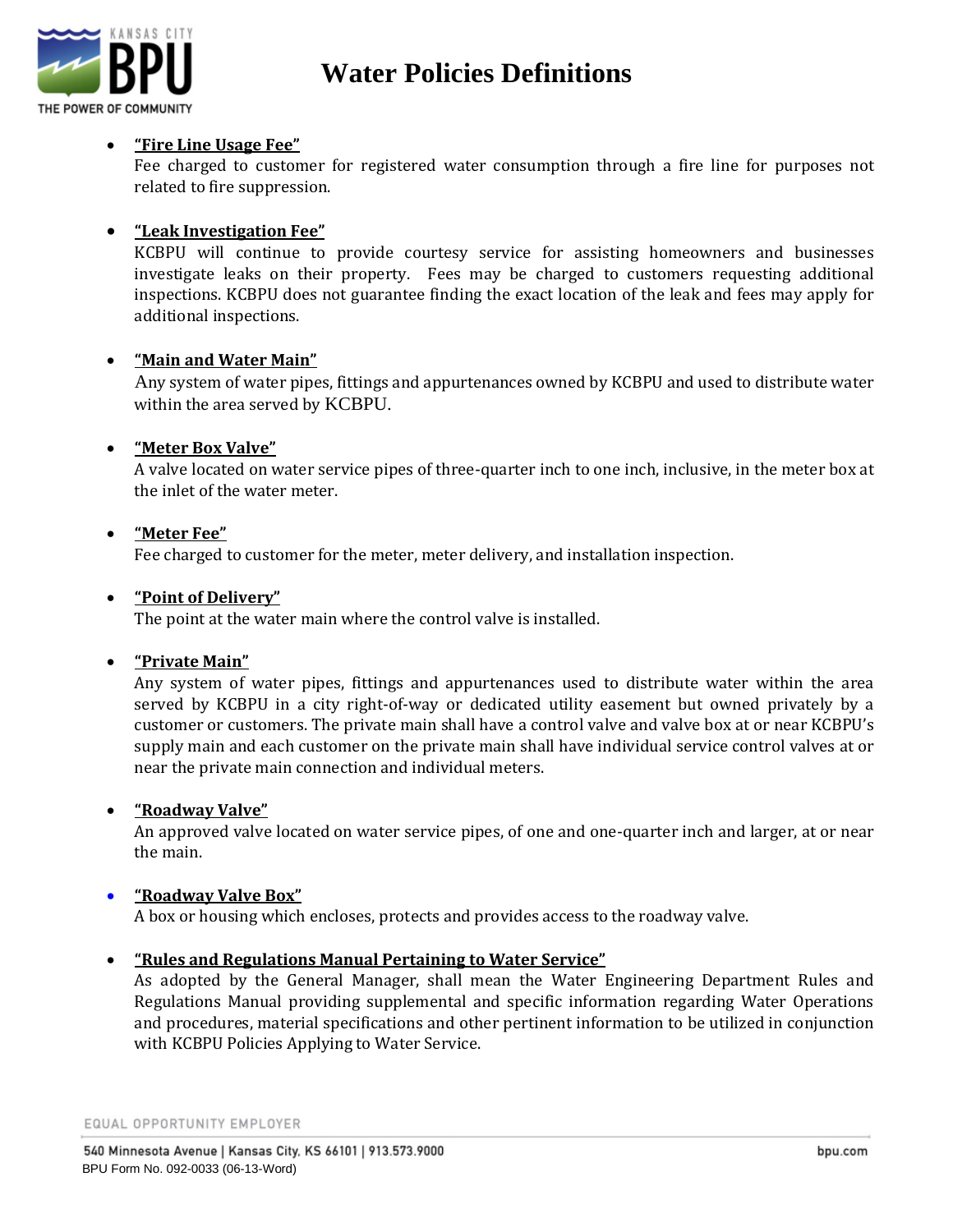# Water Policies Definitions

- **"Fire Line Usage Fee"**
  Fee charged to customer for registered water consumption through a fire line for purposes not related to fire suppression.

- **"Leak Investigation Fee"**
  KCBPU will continue to provide courtesy service for assisting homeowners and businesses investigate leaks on their property. Fees may be charged to customers requesting additional inspections. KCBPU does not guarantee finding the exact location of the leak and fees may apply for additional inspections.

- **"Main and Water Main"**
  Any system of water pipes, fittings and appurtenances owned by KCBPU and used to distribute water within the area served by KCBPU.

- **"Meter Box Valve"**
  A valve located on water service pipes of three-quarter inch to one inch, inclusive, in the meter box at the inlet of the water meter.

- **"Meter Fee"**
  Fee charged to customer for the meter, meter delivery, and installation inspection.

- **"Point of Delivery"**
  The point at the water main where the control valve is installed.

- **"Private Main"**
  Any system of water pipes, fittings and appurtenances used to distribute water within the area served by KCBPU in a city right-of-way or dedicated utility easement but owned privately by a customer or customers. The private main shall have a control valve and valve box at or near KCBPU's supply main and each customer on the private main shall have individual service control valves at or near the private main connection and individual meters.

- **"Roadway Valve"**
  An approved valve located on water service pipes, of one and one-quarter inch and larger, at or near the main.

- **"Roadway Valve Box"**
  A box or housing which encloses, protects and provides access to the roadway valve.

- **"Rules and Regulations Manual Pertaining to Water Service"**
  As adopted by the General Manager, shall mean the Water Engineering Department Rules and Regulations Manual providing supplemental and specific information regarding Water Operations and procedures, material specifications and other pertinent information to be utilized in conjunction with KCBPU Policies Applying to Water Service.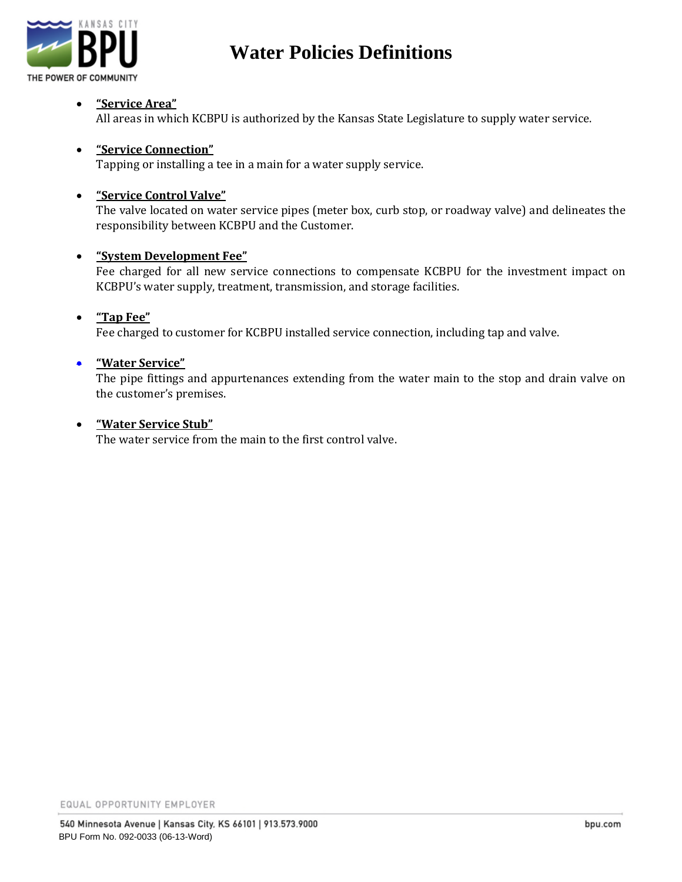# Water Policies Definitions

- **"Service Area"**
  All areas in which KCBPU is authorized by the Kansas State Legislature to supply water service.

- **"Service Connection"**
  Tapping or installing a tee in a main for a water supply service.

- **"Service Control Valve"**
  The valve located on water service pipes (meter box, curb stop, or roadway valve) and delineates the responsibility between KCBPU and the Customer.

- **"System Development Fee"**
  Fee charged for all new service connections to compensate KCBPU for the investment impact on KCBPU's water supply, treatment, transmission, and storage facilities.

- **"Tap Fee"**
  Fee charged to customer for KCBPU installed service connection, including tap and valve.

- **"Water Service"**
  The pipe fittings and appurtenances extending from the water main to the stop and drain valve on the customer's premises.

- **"Water Service Stub"**
  The water service from the main to the first control valve.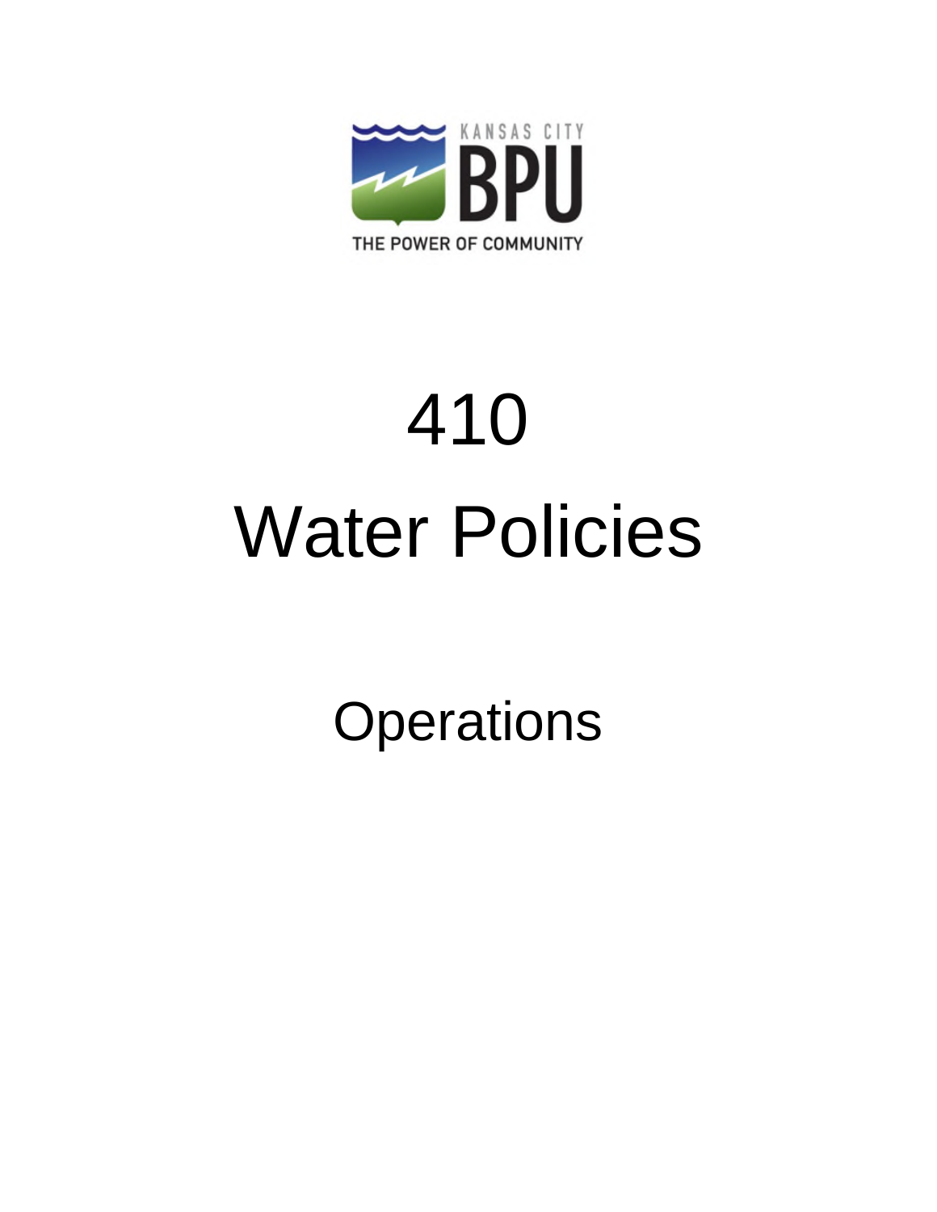KANSAS CITY BPU

THE POWER OF COMMUNITY

# 410

# Water Policies

## Operations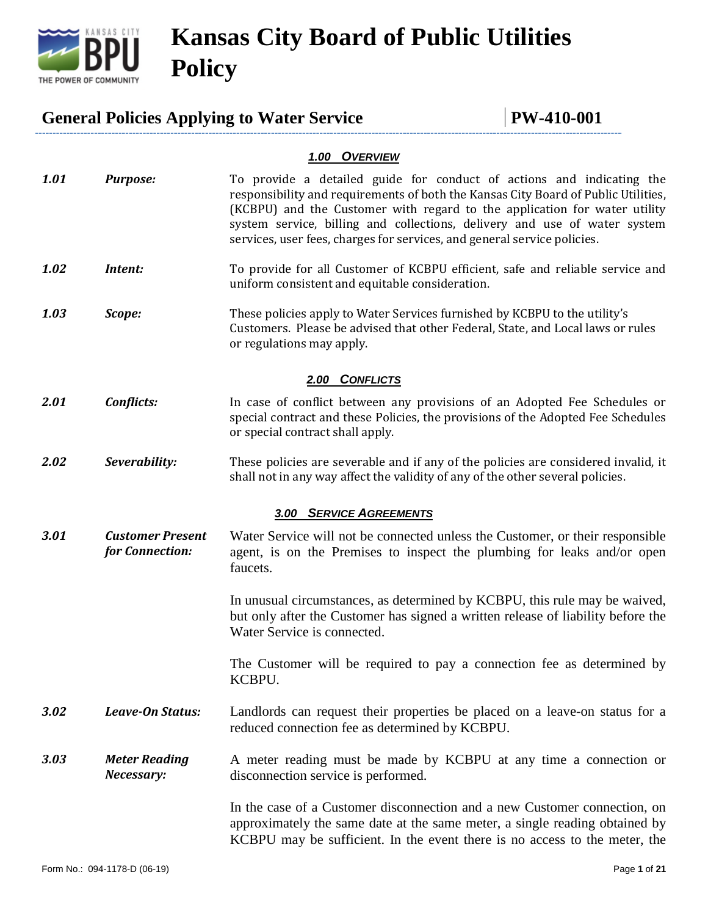# Kansas City Board of Public Utilities Policy

## General Policies Applying to Water Service | PW-410-001

### 1.00 OVERVIEW

| | | |
|---|---|---|
| ***1.01*** | ***Purpose:*** | To provide a detailed guide for conduct of actions and indicating the responsibility and requirements of both the Kansas City Board of Public Utilities, (KCBPU) and the Customer with regard to the application for water utility system service, billing and collections, delivery and use of water system services, user fees, charges for services, and general service policies. |
| ***1.02*** | ***Intent:*** | To provide for all Customer of KCBPU efficient, safe and reliable service and uniform consistent and equitable consideration. |
| ***1.03*** | ***Scope:*** | These policies apply to Water Services furnished by KCBPU to the utility's Customers. Please be advised that other Federal, State, and Local laws or rules or regulations may apply. |

### 2.00 CONFLICTS

| | | |
|---|---|---|
| ***2.01*** | ***Conflicts:*** | In case of conflict between any provisions of an Adopted Fee Schedules or special contract and these Policies, the provisions of the Adopted Fee Schedules or special contract shall apply. |
| ***2.02*** | ***Severability:*** | These policies are severable and if any of the policies are considered invalid, it shall not in any way affect the validity of any of the other several policies. |

### 3.00 SERVICE AGREEMENTS

***3.01*** ***Customer Present for Connection:***

Water Service will not be connected unless the Customer, or their responsible agent, is on the Premises to inspect the plumbing for leaks and/or open faucets.

In unusual circumstances, as determined by KCBPU, this rule may be waived, but only after the Customer has signed a written release of liability before the Water Service is connected.

The Customer will be required to pay a connection fee as determined by KCBPU.

***3.02*** ***Leave-On Status:***

Landlords can request their properties be placed on a leave-on status for a reduced connection fee as determined by KCBPU.

***3.03*** ***Meter Reading Necessary:***

A meter reading must be made by KCBPU at any time a connection or disconnection service is performed.

In the case of a Customer disconnection and a new Customer connection, on approximately the same date at the same meter, a single reading obtained by KCBPU may be sufficient. In the event there is no access to the meter, the

Form No.: 094-1178-D (06-19)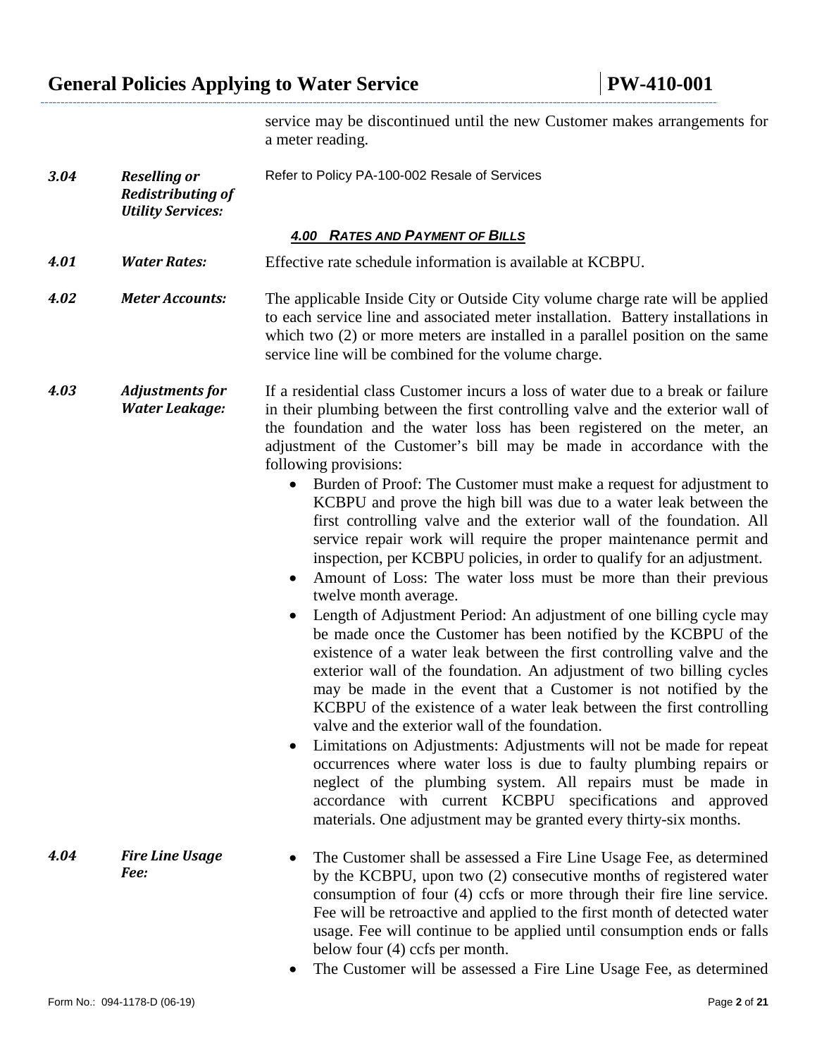service may be discontinued until the new Customer makes arrangements for a meter reading.

***3.04 Reselling or Redistributing of Utility Services:*** Refer to Policy PA-100-002 Resale of Services

## *4.00 RATES AND PAYMENT OF BILLS*

***4.01 Water Rates:*** Effective rate schedule information is available at KCBPU.

***4.02 Meter Accounts:*** The applicable Inside City or Outside City volume charge rate will be applied to each service line and associated meter installation. Battery installations in which two (2) or more meters are installed in a parallel position on the same service line will be combined for the volume charge.

***4.03 Adjustments for Water Leakage:*** If a residential class Customer incurs a loss of water due to a break or failure in their plumbing between the first controlling valve and the exterior wall of the foundation and the water loss has been registered on the meter, an adjustment of the Customer's bill may be made in accordance with the following provisions:

- Burden of Proof: The Customer must make a request for adjustment to KCBPU and prove the high bill was due to a water leak between the first controlling valve and the exterior wall of the foundation. All service repair work will require the proper maintenance permit and inspection, per KCBPU policies, in order to qualify for an adjustment.
- Amount of Loss: The water loss must be more than their previous twelve month average.
- Length of Adjustment Period: An adjustment of one billing cycle may be made once the Customer has been notified by the KCBPU of the existence of a water leak between the first controlling valve and the exterior wall of the foundation. An adjustment of two billing cycles may be made in the event that a Customer is not notified by the KCBPU of the existence of a water leak between the first controlling valve and the exterior wall of the foundation.
- Limitations on Adjustments: Adjustments will not be made for repeat occurrences where water loss is due to faulty plumbing repairs or neglect of the plumbing system. All repairs must be made in accordance with current KCBPU specifications and approved materials. One adjustment may be granted every thirty-six months.

***4.04 Fire Line Usage Fee:***

- The Customer shall be assessed a Fire Line Usage Fee, as determined by the KCBPU, upon two (2) consecutive months of registered water consumption of four (4) ccfs or more through their fire line service. Fee will be retroactive and applied to the first month of detected water usage. Fee will continue to be applied until consumption ends or falls below four (4) ccfs per month.
- The Customer will be assessed a Fire Line Usage Fee, as determined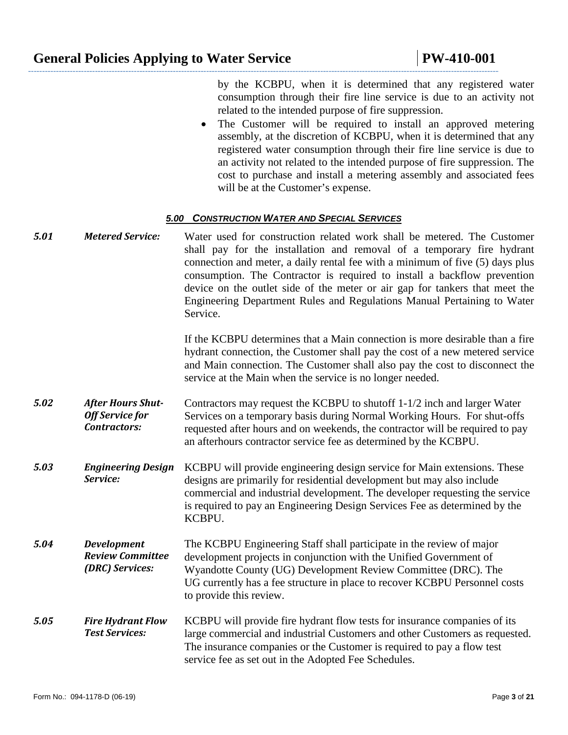by the KCBPU, when it is determined that any registered water consumption through their fire line service is due to an activity not related to the intended purpose of fire suppression.

- The Customer will be required to install an approved metering assembly, at the discretion of KCBPU, when it is determined that any registered water consumption through their fire line service is due to an activity not related to the intended purpose of fire suppression. The cost to purchase and install a metering assembly and associated fees will be at the Customer's expense.

### *5.00 CONSTRUCTION WATER AND SPECIAL SERVICES*

***5.01 Metered Service:*** Water used for construction related work shall be metered. The Customer shall pay for the installation and removal of a temporary fire hydrant connection and meter, a daily rental fee with a minimum of five (5) days plus consumption. The Contractor is required to install a backflow prevention device on the outlet side of the meter or air gap for tankers that meet the Engineering Department Rules and Regulations Manual Pertaining to Water Service.

If the KCBPU determines that a Main connection is more desirable than a fire hydrant connection, the Customer shall pay the cost of a new metered service and Main connection. The Customer shall also pay the cost to disconnect the service at the Main when the service is no longer needed.

***5.02 After Hours Shut-Off Service for Contractors:*** Contractors may request the KCBPU to shutoff 1-1/2 inch and larger Water Services on a temporary basis during Normal Working Hours. For shut-offs requested after hours and on weekends, the contractor will be required to pay an afterhours contractor service fee as determined by the KCBPU.

***5.03 Engineering Design Service:*** KCBPU will provide engineering design service for Main extensions. These designs are primarily for residential development but may also include commercial and industrial development. The developer requesting the service is required to pay an Engineering Design Services Fee as determined by the KCBPU.

***5.04 Development Review Committee (DRC) Services:*** The KCBPU Engineering Staff shall participate in the review of major development projects in conjunction with the Unified Government of Wyandotte County (UG) Development Review Committee (DRC). The UG currently has a fee structure in place to recover KCBPU Personnel costs to provide this review.

***5.05 Fire Hydrant Flow Test Services:*** KCBPU will provide fire hydrant flow tests for insurance companies of its large commercial and industrial Customers and other Customers as requested. The insurance companies or the Customer is required to pay a flow test service fee as set out in the Adopted Fee Schedules.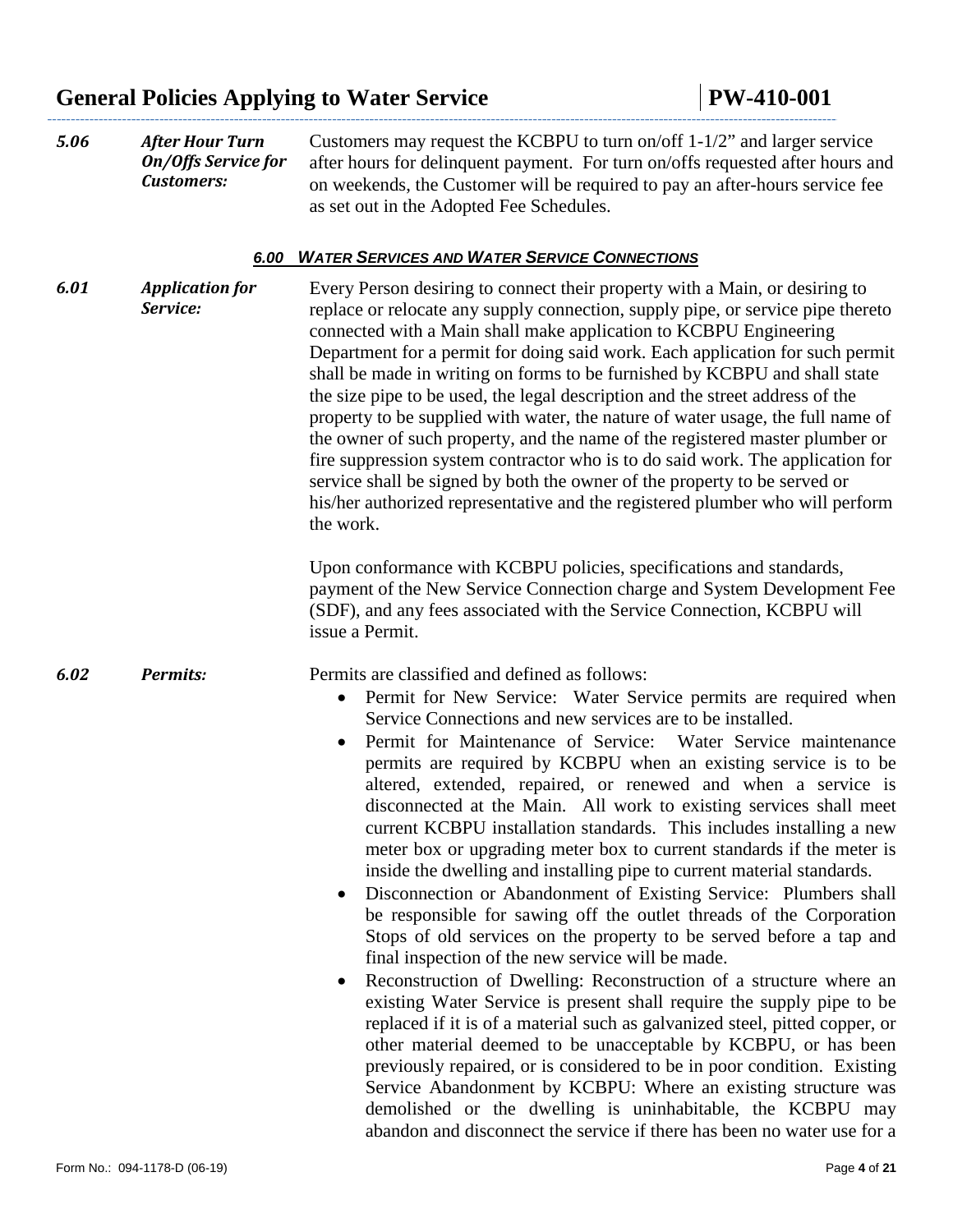**5.06** ***After Hour Turn On/Offs Service for Customers:*** Customers may request the KCBPU to turn on/off 1-1/2" and larger service after hours for delinquent payment. For turn on/offs requested after hours and on weekends, the Customer will be required to pay an after-hours service fee as set out in the Adopted Fee Schedules.

### *6.00 WATER SERVICES AND WATER SERVICE CONNECTIONS*

**6.01** ***Application for Service:*** Every Person desiring to connect their property with a Main, or desiring to replace or relocate any supply connection, supply pipe, or service pipe thereto connected with a Main shall make application to KCBPU Engineering Department for a permit for doing said work. Each application for such permit shall be made in writing on forms to be furnished by KCBPU and shall state the size pipe to be used, the legal description and the street address of the property to be supplied with water, the nature of water usage, the full name of the owner of such property, and the name of the registered master plumber or fire suppression system contractor who is to do said work. The application for service shall be signed by both the owner of the property to be served or his/her authorized representative and the registered plumber who will perform the work.

Upon conformance with KCBPU policies, specifications and standards, payment of the New Service Connection charge and System Development Fee (SDF), and any fees associated with the Service Connection, KCBPU will issue a Permit.

**6.02** ***Permits:*** Permits are classified and defined as follows:

- Permit for New Service: Water Service permits are required when Service Connections and new services are to be installed.
- Permit for Maintenance of Service: Water Service maintenance permits are required by KCBPU when an existing service is to be altered, extended, repaired, or renewed and when a service is disconnected at the Main. All work to existing services shall meet current KCBPU installation standards. This includes installing a new meter box or upgrading meter box to current standards if the meter is inside the dwelling and installing pipe to current material standards.
- Disconnection or Abandonment of Existing Service: Plumbers shall be responsible for sawing off the outlet threads of the Corporation Stops of old services on the property to be served before a tap and final inspection of the new service will be made.
- Reconstruction of Dwelling: Reconstruction of a structure where an existing Water Service is present shall require the supply pipe to be replaced if it is of a material such as galvanized steel, pitted copper, or other material deemed to be unacceptable by KCBPU, or has been previously repaired, or is considered to be in poor condition. Existing Service Abandonment by KCBPU: Where an existing structure was demolished or the dwelling is uninhabitable, the KCBPU may abandon and disconnect the service if there has been no water use for a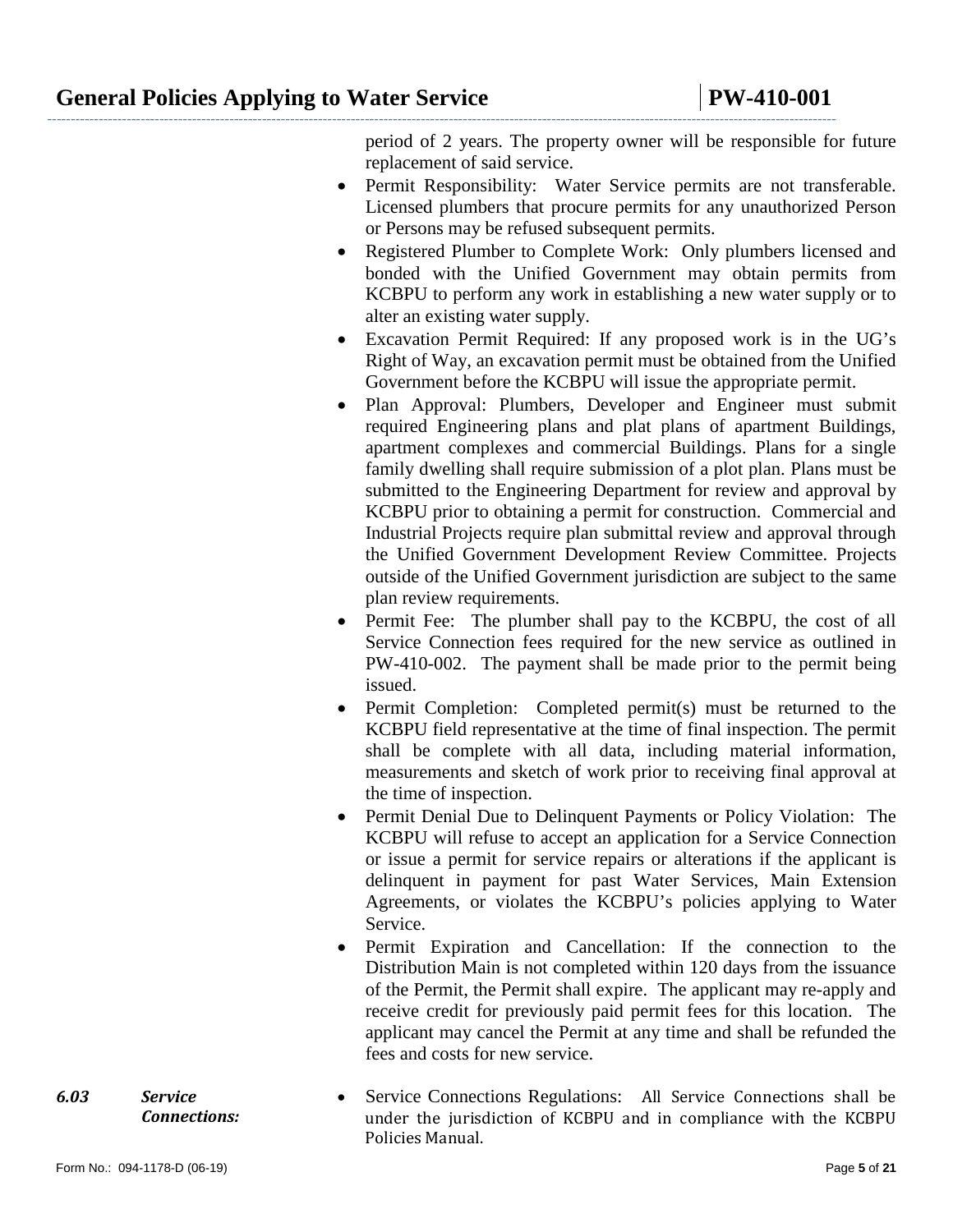period of 2 years. The property owner will be responsible for future replacement of said service.

- Permit Responsibility: Water Service permits are not transferable. Licensed plumbers that procure permits for any unauthorized Person or Persons may be refused subsequent permits.
- Registered Plumber to Complete Work: Only plumbers licensed and bonded with the Unified Government may obtain permits from KCBPU to perform any work in establishing a new water supply or to alter an existing water supply.
- Excavation Permit Required: If any proposed work is in the UG's Right of Way, an excavation permit must be obtained from the Unified Government before the KCBPU will issue the appropriate permit.
- Plan Approval: Plumbers, Developer and Engineer must submit required Engineering plans and plat plans of apartment Buildings, apartment complexes and commercial Buildings. Plans for a single family dwelling shall require submission of a plot plan. Plans must be submitted to the Engineering Department for review and approval by KCBPU prior to obtaining a permit for construction. Commercial and Industrial Projects require plan submittal review and approval through the Unified Government Development Review Committee. Projects outside of the Unified Government jurisdiction are subject to the same plan review requirements.
- Permit Fee: The plumber shall pay to the KCBPU, the cost of all Service Connection fees required for the new service as outlined in PW-410-002. The payment shall be made prior to the permit being issued.
- Permit Completion: Completed permit(s) must be returned to the KCBPU field representative at the time of final inspection. The permit shall be complete with all data, including material information, measurements and sketch of work prior to receiving final approval at the time of inspection.
- Permit Denial Due to Delinquent Payments or Policy Violation: The KCBPU will refuse to accept an application for a Service Connection or issue a permit for service repairs or alterations if the applicant is delinquent in payment for past Water Services, Main Extension Agreements, or violates the KCBPU's policies applying to Water Service.
- Permit Expiration and Cancellation: If the connection to the Distribution Main is not completed within 120 days from the issuance of the Permit, the Permit shall expire. The applicant may re-apply and receive credit for previously paid permit fees for this location. The applicant may cancel the Permit at any time and shall be refunded the fees and costs for new service.

***6.03 Service Connections:***

- Service Connections Regulations: All Service Connections shall be under the jurisdiction of KCBPU and in compliance with the KCBPU Policies Manual.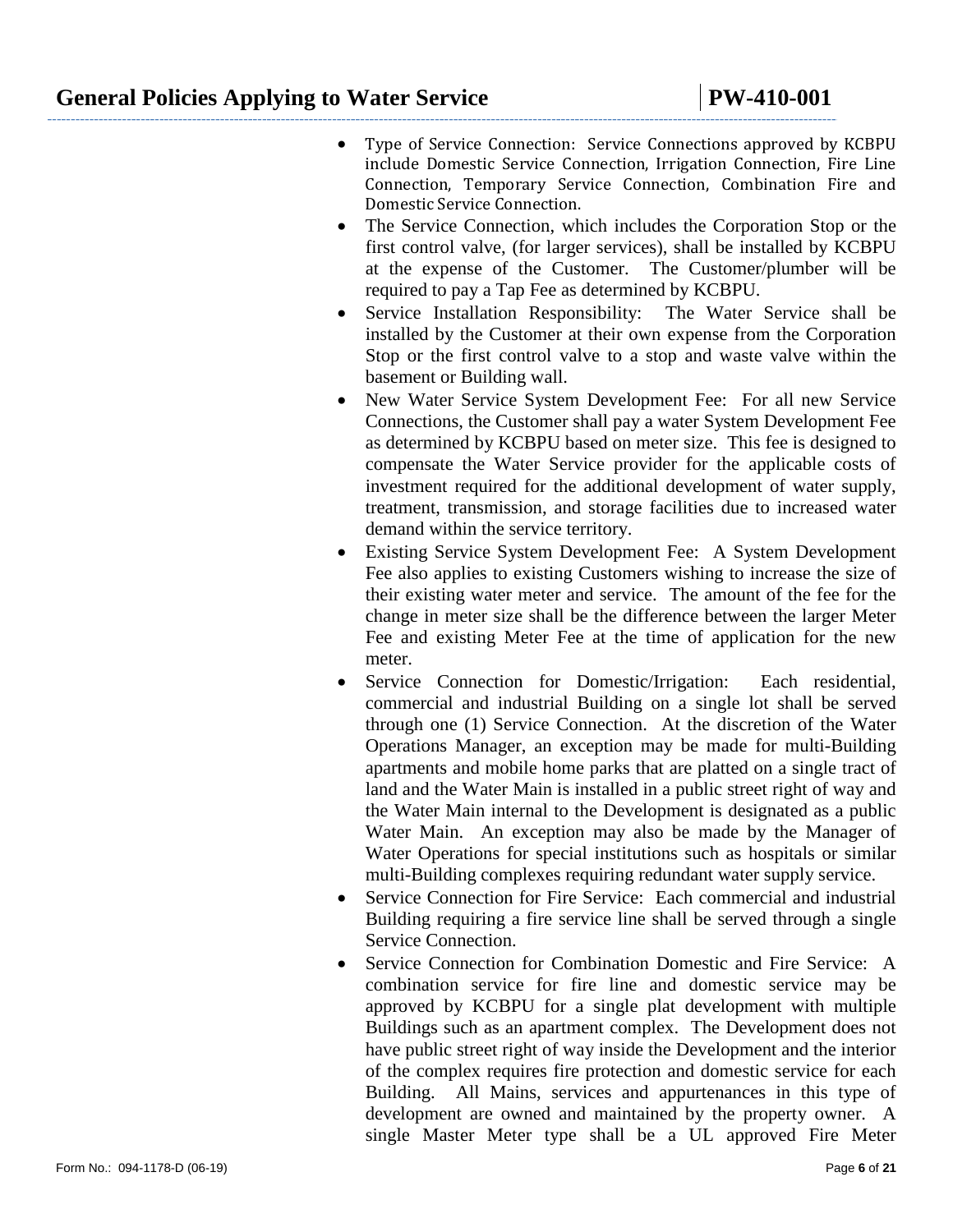- Type of Service Connection: Service Connections approved by KCBPU include Domestic Service Connection, Irrigation Connection, Fire Line Connection, Temporary Service Connection, Combination Fire and Domestic Service Connection.
- The Service Connection, which includes the Corporation Stop or the first control valve, (for larger services), shall be installed by KCBPU at the expense of the Customer. The Customer/plumber will be required to pay a Tap Fee as determined by KCBPU.
- Service Installation Responsibility: The Water Service shall be installed by the Customer at their own expense from the Corporation Stop or the first control valve to a stop and waste valve within the basement or Building wall.
- New Water Service System Development Fee: For all new Service Connections, the Customer shall pay a water System Development Fee as determined by KCBPU based on meter size. This fee is designed to compensate the Water Service provider for the applicable costs of investment required for the additional development of water supply, treatment, transmission, and storage facilities due to increased water demand within the service territory.
- Existing Service System Development Fee: A System Development Fee also applies to existing Customers wishing to increase the size of their existing water meter and service. The amount of the fee for the change in meter size shall be the difference between the larger Meter Fee and existing Meter Fee at the time of application for the new meter.
- Service Connection for Domestic/Irrigation: Each residential, commercial and industrial Building on a single lot shall be served through one (1) Service Connection. At the discretion of the Water Operations Manager, an exception may be made for multi-Building apartments and mobile home parks that are platted on a single tract of land and the Water Main is installed in a public street right of way and the Water Main internal to the Development is designated as a public Water Main. An exception may also be made by the Manager of Water Operations for special institutions such as hospitals or similar multi-Building complexes requiring redundant water supply service.
- Service Connection for Fire Service: Each commercial and industrial Building requiring a fire service line shall be served through a single Service Connection.
- Service Connection for Combination Domestic and Fire Service: A combination service for fire line and domestic service may be approved by KCBPU for a single plat development with multiple Buildings such as an apartment complex. The Development does not have public street right of way inside the Development and the interior of the complex requires fire protection and domestic service for each Building. All Mains, services and appurtenances in this type of development are owned and maintained by the property owner. A single Master Meter type shall be a UL approved Fire Meter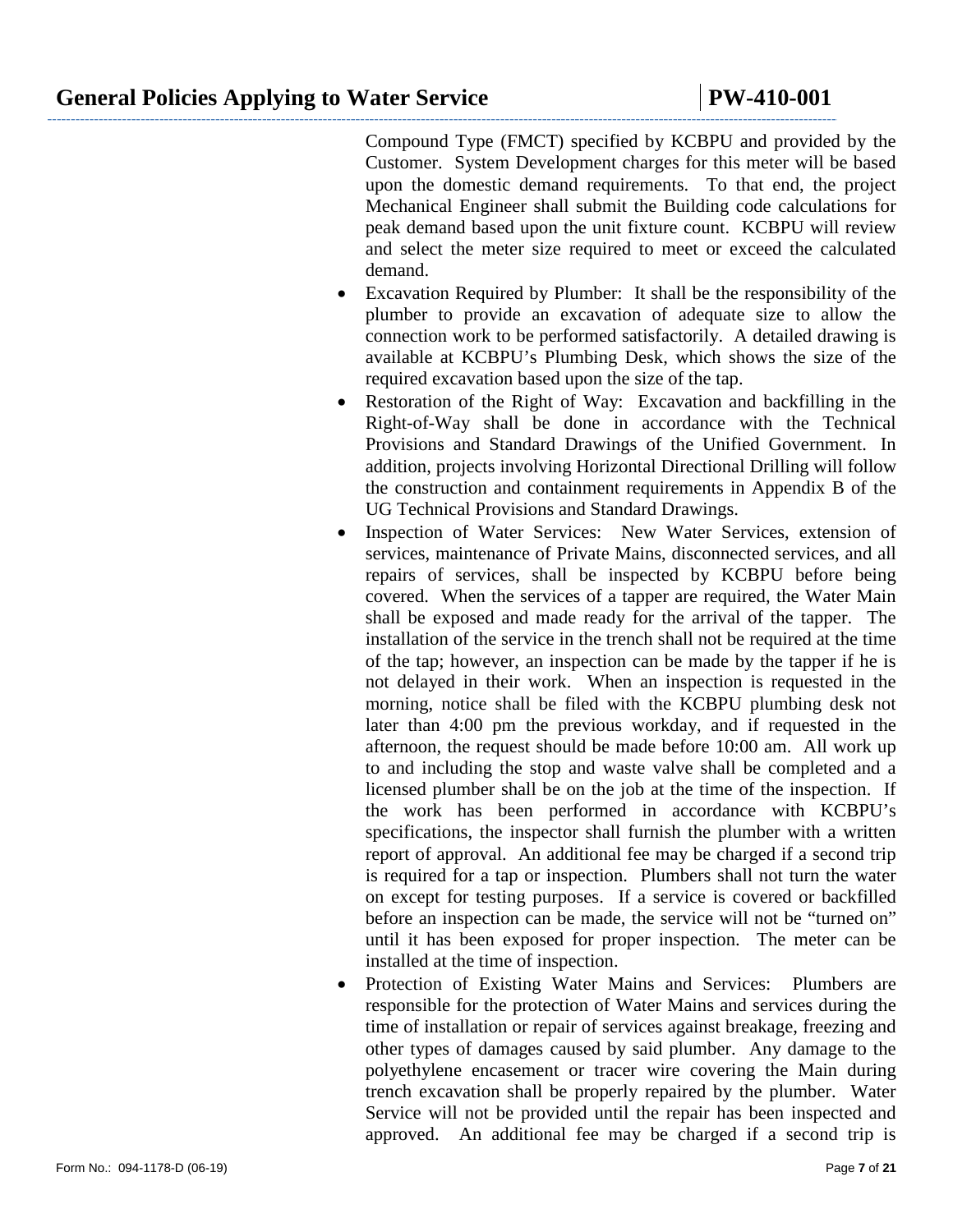Compound Type (FMCT) specified by KCBPU and provided by the Customer. System Development charges for this meter will be based upon the domestic demand requirements. To that end, the project Mechanical Engineer shall submit the Building code calculations for peak demand based upon the unit fixture count. KCBPU will review and select the meter size required to meet or exceed the calculated demand.

- Excavation Required by Plumber: It shall be the responsibility of the plumber to provide an excavation of adequate size to allow the connection work to be performed satisfactorily. A detailed drawing is available at KCBPU's Plumbing Desk, which shows the size of the required excavation based upon the size of the tap.
- Restoration of the Right of Way: Excavation and backfilling in the Right-of-Way shall be done in accordance with the Technical Provisions and Standard Drawings of the Unified Government. In addition, projects involving Horizontal Directional Drilling will follow the construction and containment requirements in Appendix B of the UG Technical Provisions and Standard Drawings.
- Inspection of Water Services: New Water Services, extension of services, maintenance of Private Mains, disconnected services, and all repairs of services, shall be inspected by KCBPU before being covered. When the services of a tapper are required, the Water Main shall be exposed and made ready for the arrival of the tapper. The installation of the service in the trench shall not be required at the time of the tap; however, an inspection can be made by the tapper if he is not delayed in their work. When an inspection is requested in the morning, notice shall be filed with the KCBPU plumbing desk not later than 4:00 pm the previous workday, and if requested in the afternoon, the request should be made before 10:00 am. All work up to and including the stop and waste valve shall be completed and a licensed plumber shall be on the job at the time of the inspection. If the work has been performed in accordance with KCBPU's specifications, the inspector shall furnish the plumber with a written report of approval. An additional fee may be charged if a second trip is required for a tap or inspection. Plumbers shall not turn the water on except for testing purposes. If a service is covered or backfilled before an inspection can be made, the service will not be "turned on" until it has been exposed for proper inspection. The meter can be installed at the time of inspection.
- Protection of Existing Water Mains and Services: Plumbers are responsible for the protection of Water Mains and services during the time of installation or repair of services against breakage, freezing and other types of damages caused by said plumber. Any damage to the polyethylene encasement or tracer wire covering the Main during trench excavation shall be properly repaired by the plumber. Water Service will not be provided until the repair has been inspected and approved. An additional fee may be charged if a second trip is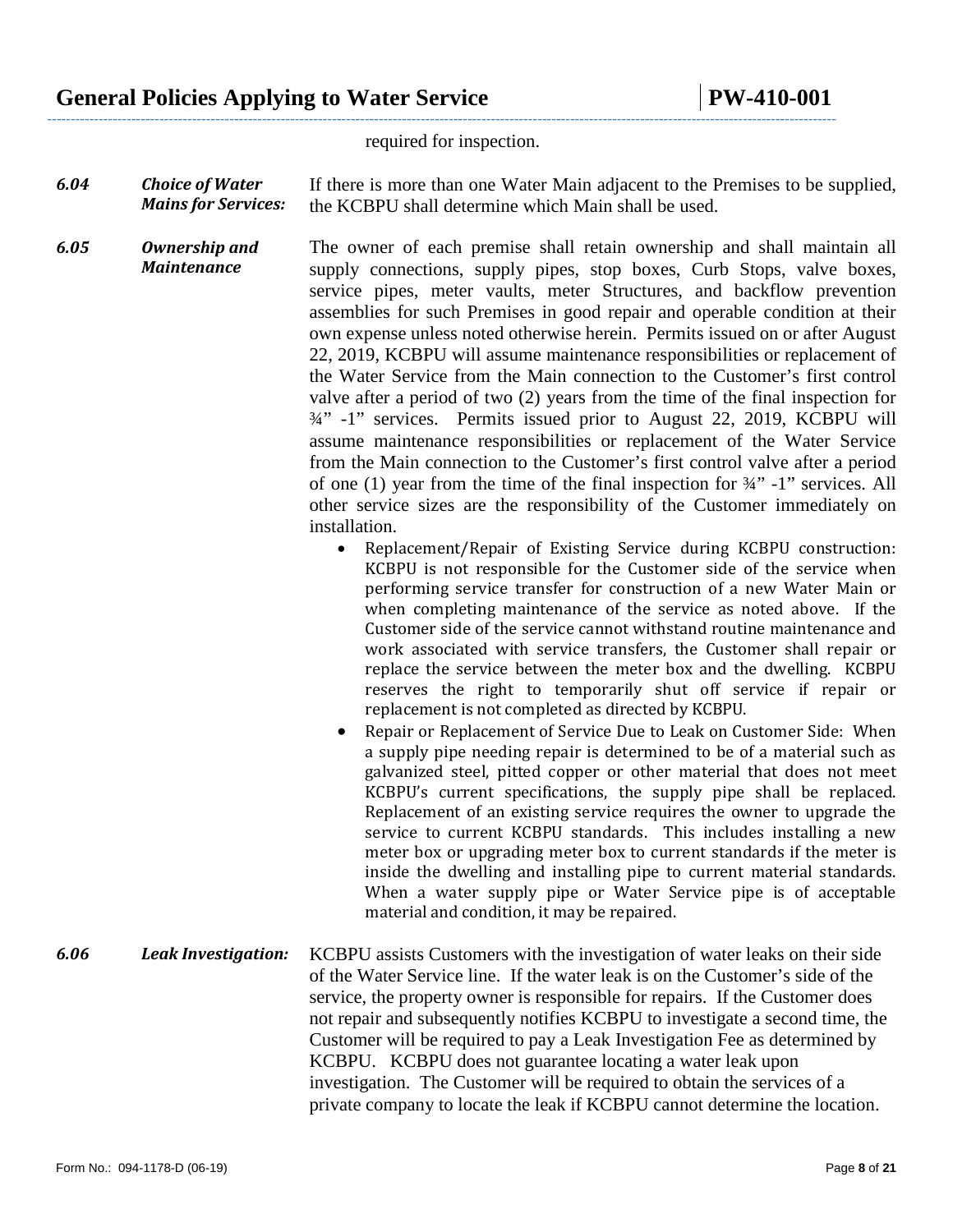required for inspection.

***6.04 Choice of Water Mains for Services:*** If there is more than one Water Main adjacent to the Premises to be supplied, the KCBPU shall determine which Main shall be used.

***6.05 Ownership and Maintenance*** The owner of each premise shall retain ownership and shall maintain all supply connections, supply pipes, stop boxes, Curb Stops, valve boxes, service pipes, meter vaults, meter Structures, and backflow prevention assemblies for such Premises in good repair and operable condition at their own expense unless noted otherwise herein. Permits issued on or after August 22, 2019, KCBPU will assume maintenance responsibilities or replacement of the Water Service from the Main connection to the Customer's first control valve after a period of two (2) years from the time of the final inspection for ¾" -1" services. Permits issued prior to August 22, 2019, KCBPU will assume maintenance responsibilities or replacement of the Water Service from the Main connection to the Customer's first control valve after a period of one (1) year from the time of the final inspection for ¾" -1" services. All other service sizes are the responsibility of the Customer immediately on installation.

- Replacement/Repair of Existing Service during KCBPU construction: KCBPU is not responsible for the Customer side of the service when performing service transfer for construction of a new Water Main or when completing maintenance of the service as noted above. If the Customer side of the service cannot withstand routine maintenance and work associated with service transfers, the Customer shall repair or replace the service between the meter box and the dwelling. KCBPU reserves the right to temporarily shut off service if repair or replacement is not completed as directed by KCBPU.
- Repair or Replacement of Service Due to Leak on Customer Side: When a supply pipe needing repair is determined to be of a material such as galvanized steel, pitted copper or other material that does not meet KCBPU's current specifications, the supply pipe shall be replaced. Replacement of an existing service requires the owner to upgrade the service to current KCBPU standards. This includes installing a new meter box or upgrading meter box to current standards if the meter is inside the dwelling and installing pipe to current material standards. When a water supply pipe or Water Service pipe is of acceptable material and condition, it may be repaired.

***6.06 Leak Investigation:*** KCBPU assists Customers with the investigation of water leaks on their side of the Water Service line. If the water leak is on the Customer's side of the service, the property owner is responsible for repairs. If the Customer does not repair and subsequently notifies KCBPU to investigate a second time, the Customer will be required to pay a Leak Investigation Fee as determined by KCBPU. KCBPU does not guarantee locating a water leak upon investigation. The Customer will be required to obtain the services of a private company to locate the leak if KCBPU cannot determine the location.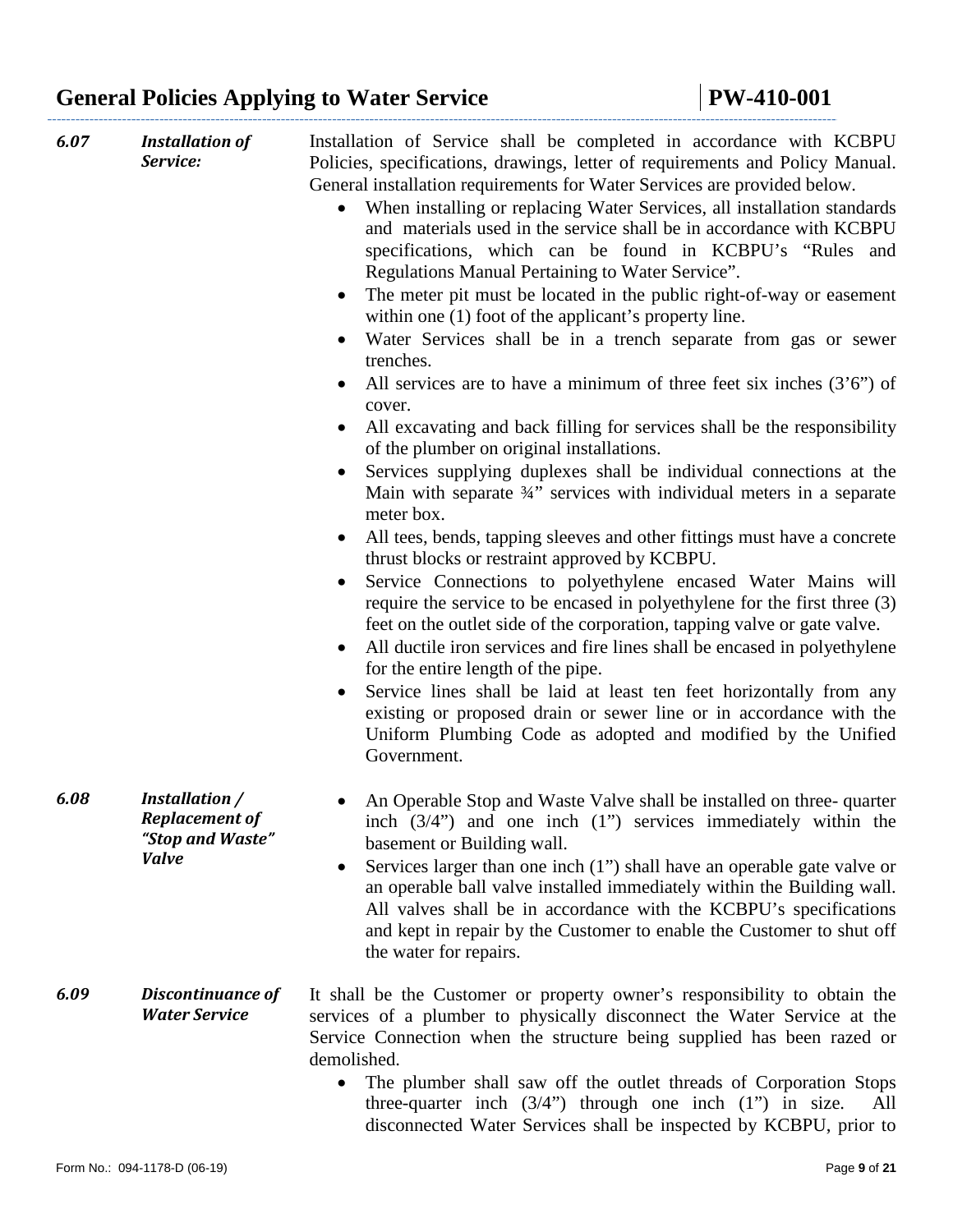**6.07 *Installation of Service:***

Installation of Service shall be completed in accordance with KCBPU Policies, specifications, drawings, letter of requirements and Policy Manual. General installation requirements for Water Services are provided below.

- When installing or replacing Water Services, all installation standards and materials used in the service shall be in accordance with KCBPU specifications, which can be found in KCBPU's "Rules and Regulations Manual Pertaining to Water Service".
- The meter pit must be located in the public right-of-way or easement within one (1) foot of the applicant's property line.
- Water Services shall be in a trench separate from gas or sewer trenches.
- All services are to have a minimum of three feet six inches (3'6") of cover.
- All excavating and back filling for services shall be the responsibility of the plumber on original installations.
- Services supplying duplexes shall be individual connections at the Main with separate ¾" services with individual meters in a separate meter box.
- All tees, bends, tapping sleeves and other fittings must have a concrete thrust blocks or restraint approved by KCBPU.
- Service Connections to polyethylene encased Water Mains will require the service to be encased in polyethylene for the first three (3) feet on the outlet side of the corporation, tapping valve or gate valve.
- All ductile iron services and fire lines shall be encased in polyethylene for the entire length of the pipe.
- Service lines shall be laid at least ten feet horizontally from any existing or proposed drain or sewer line or in accordance with the Uniform Plumbing Code as adopted and modified by the Unified Government.

**6.08 *Installation / Replacement of "Stop and Waste" Valve***

- An Operable Stop and Waste Valve shall be installed on three- quarter inch (3/4") and one inch (1") services immediately within the basement or Building wall.
- Services larger than one inch (1") shall have an operable gate valve or an operable ball valve installed immediately within the Building wall. All valves shall be in accordance with the KCBPU's specifications and kept in repair by the Customer to enable the Customer to shut off the water for repairs.

**6.09 *Discontinuance of Water Service***

It shall be the Customer or property owner's responsibility to obtain the services of a plumber to physically disconnect the Water Service at the Service Connection when the structure being supplied has been razed or demolished.

- The plumber shall saw off the outlet threads of Corporation Stops three-quarter inch (3/4") through one inch (1") in size. All disconnected Water Services shall be inspected by KCBPU, prior to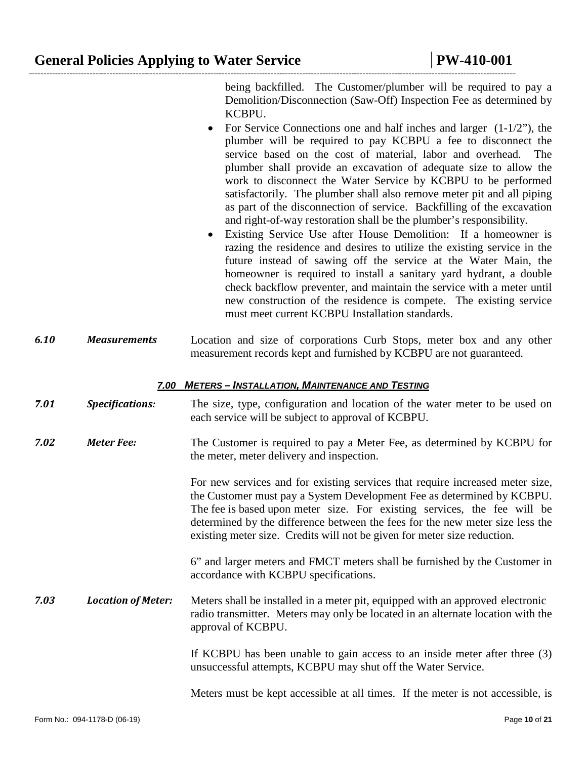being backfilled. The Customer/plumber will be required to pay a Demolition/Disconnection (Saw-Off) Inspection Fee as determined by KCBPU.

- For Service Connections one and half inches and larger (1-1/2"), the plumber will be required to pay KCBPU a fee to disconnect the service based on the cost of material, labor and overhead. The plumber shall provide an excavation of adequate size to allow the work to disconnect the Water Service by KCBPU to be performed satisfactorily. The plumber shall also remove meter pit and all piping as part of the disconnection of service. Backfilling of the excavation and right-of-way restoration shall be the plumber's responsibility.
- Existing Service Use after House Demolition: If a homeowner is razing the residence and desires to utilize the existing service in the future instead of sawing off the service at the Water Main, the homeowner is required to install a sanitary yard hydrant, a double check backflow preventer, and maintain the service with a meter until new construction of the residence is compete. The existing service must meet current KCBPU Installation standards.

***6.10 Measurements*** Location and size of corporations Curb Stops, meter box and any other measurement records kept and furnished by KCBPU are not guaranteed.

## *7.00 METERS – INSTALLATION, MAINTENANCE AND TESTING*

***7.01 Specifications:*** The size, type, configuration and location of the water meter to be used on each service will be subject to approval of KCBPU.

***7.02 Meter Fee:*** The Customer is required to pay a Meter Fee, as determined by KCBPU for the meter, meter delivery and inspection.

For new services and for existing services that require increased meter size, the Customer must pay a System Development Fee as determined by KCBPU. The fee is based upon meter size. For existing services, the fee will be determined by the difference between the fees for the new meter size less the existing meter size. Credits will not be given for meter size reduction.

6" and larger meters and FMCT meters shall be furnished by the Customer in accordance with KCBPU specifications.

***7.03 Location of Meter:*** Meters shall be installed in a meter pit, equipped with an approved electronic radio transmitter. Meters may only be located in an alternate location with the approval of KCBPU.

If KCBPU has been unable to gain access to an inside meter after three (3) unsuccessful attempts, KCBPU may shut off the Water Service.

Meters must be kept accessible at all times. If the meter is not accessible, is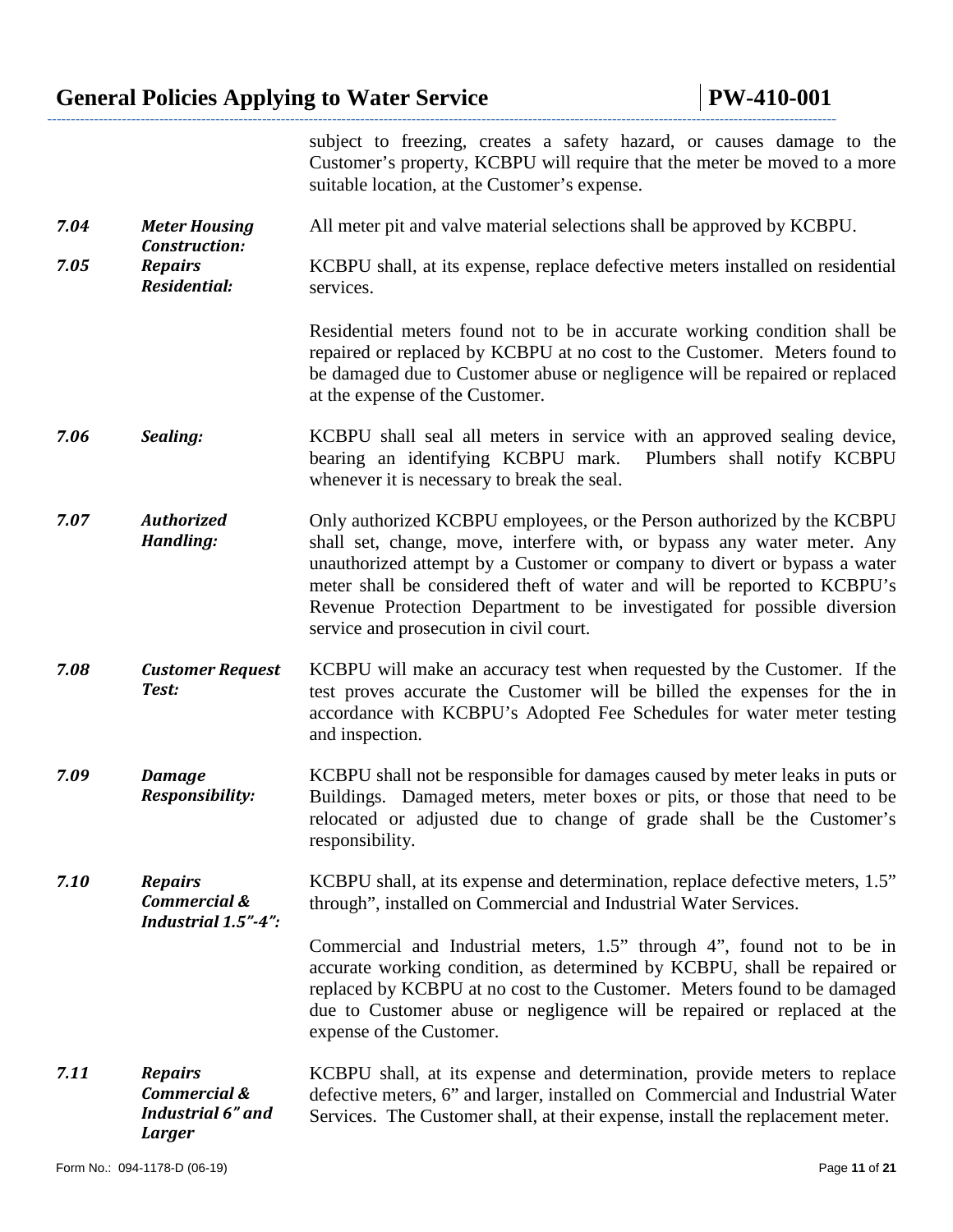subject to freezing, creates a safety hazard, or causes damage to the Customer's property, KCBPU will require that the meter be moved to a more suitable location, at the Customer's expense.

***7.04 Meter Housing Construction:*** All meter pit and valve material selections shall be approved by KCBPU.

***7.05 Repairs Residential:*** KCBPU shall, at its expense, replace defective meters installed on residential services.

Residential meters found not to be in accurate working condition shall be repaired or replaced by KCBPU at no cost to the Customer. Meters found to be damaged due to Customer abuse or negligence will be repaired or replaced at the expense of the Customer.

***7.06 Sealing:*** KCBPU shall seal all meters in service with an approved sealing device, bearing an identifying KCBPU mark. Plumbers shall notify KCBPU whenever it is necessary to break the seal.

***7.07 Authorized Handling:*** Only authorized KCBPU employees, or the Person authorized by the KCBPU shall set, change, move, interfere with, or bypass any water meter. Any unauthorized attempt by a Customer or company to divert or bypass a water meter shall be considered theft of water and will be reported to KCBPU's Revenue Protection Department to be investigated for possible diversion service and prosecution in civil court.

***7.08 Customer Request Test:*** KCBPU will make an accuracy test when requested by the Customer. If the test proves accurate the Customer will be billed the expenses for the in accordance with KCBPU's Adopted Fee Schedules for water meter testing and inspection.

***7.09 Damage Responsibility:*** KCBPU shall not be responsible for damages caused by meter leaks in puts or Buildings. Damaged meters, meter boxes or pits, or those that need to be relocated or adjusted due to change of grade shall be the Customer's responsibility.

***7.10 Repairs Commercial & Industrial 1.5"-4":*** KCBPU shall, at its expense and determination, replace defective meters, 1.5" through", installed on Commercial and Industrial Water Services.

Commercial and Industrial meters, 1.5" through 4", found not to be in accurate working condition, as determined by KCBPU, shall be repaired or replaced by KCBPU at no cost to the Customer. Meters found to be damaged due to Customer abuse or negligence will be repaired or replaced at the expense of the Customer.

***7.11 Repairs Commercial & Industrial 6" and Larger*** KCBPU shall, at its expense and determination, provide meters to replace defective meters, 6" and larger, installed on Commercial and Industrial Water Services. The Customer shall, at their expense, install the replacement meter.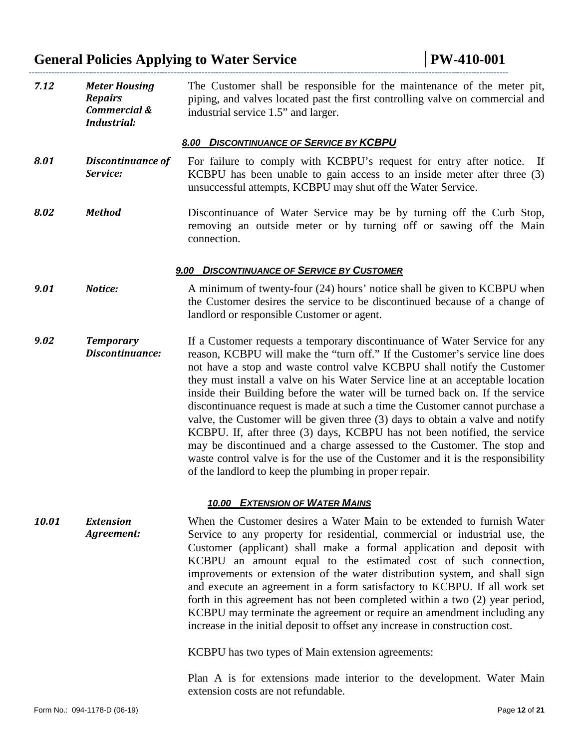***7.12*** ***Meter Housing Repairs Commercial & Industrial:*** The Customer shall be responsible for the maintenance of the meter pit, piping, and valves located past the first controlling valve on commercial and industrial service 1.5" and larger.

## *8.00 DISCONTINUANCE OF SERVICE BY KCBPU*

***8.01*** ***Discontinuance of Service:*** For failure to comply with KCBPU's request for entry after notice. If KCBPU has been unable to gain access to an inside meter after three (3) unsuccessful attempts, KCBPU may shut off the Water Service.

***8.02*** ***Method*** Discontinuance of Water Service may be by turning off the Curb Stop, removing an outside meter or by turning off or sawing off the Main connection.

## *9.00 DISCONTINUANCE OF SERVICE BY CUSTOMER*

***9.01*** ***Notice:*** A minimum of twenty-four (24) hours' notice shall be given to KCBPU when the Customer desires the service to be discontinued because of a change of landlord or responsible Customer or agent.

***9.02*** ***Temporary Discontinuance:*** If a Customer requests a temporary discontinuance of Water Service for any reason, KCBPU will make the "turn off." If the Customer's service line does not have a stop and waste control valve KCBPU shall notify the Customer they must install a valve on his Water Service line at an acceptable location inside their Building before the water will be turned back on. If the service discontinuance request is made at such a time the Customer cannot purchase a valve, the Customer will be given three (3) days to obtain a valve and notify KCBPU. If, after three (3) days, KCBPU has not been notified, the service may be discontinued and a charge assessed to the Customer. The stop and waste control valve is for the use of the Customer and it is the responsibility of the landlord to keep the plumbing in proper repair.

## *10.00 EXTENSION OF WATER MAINS*

***10.01*** ***Extension Agreement:*** When the Customer desires a Water Main to be extended to furnish Water Service to any property for residential, commercial or industrial use, the Customer (applicant) shall make a formal application and deposit with KCBPU an amount equal to the estimated cost of such connection, improvements or extension of the water distribution system, and shall sign and execute an agreement in a form satisfactory to KCBPU. If all work set forth in this agreement has not been completed within a two (2) year period, KCBPU may terminate the agreement or require an amendment including any increase in the initial deposit to offset any increase in construction cost.

KCBPU has two types of Main extension agreements:

Plan A is for extensions made interior to the development. Water Main extension costs are not refundable.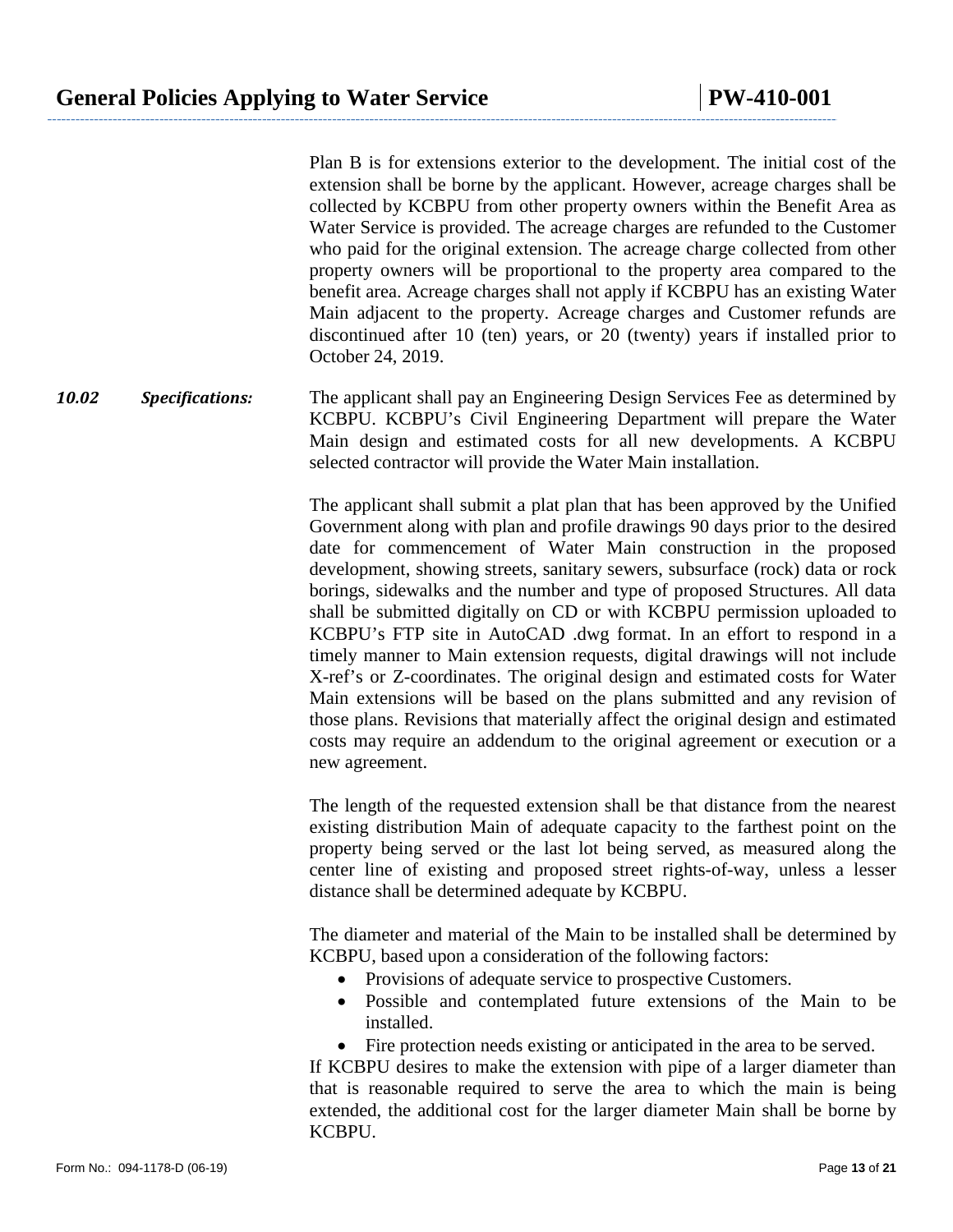Plan B is for extensions exterior to the development. The initial cost of the extension shall be borne by the applicant. However, acreage charges shall be collected by KCBPU from other property owners within the Benefit Area as Water Service is provided. The acreage charges are refunded to the Customer who paid for the original extension. The acreage charge collected from other property owners will be proportional to the property area compared to the benefit area. Acreage charges shall not apply if KCBPU has an existing Water Main adjacent to the property. Acreage charges and Customer refunds are discontinued after 10 (ten) years, or 20 (twenty) years if installed prior to October 24, 2019.

***10.02 Specifications:*** The applicant shall pay an Engineering Design Services Fee as determined by KCBPU. KCBPU's Civil Engineering Department will prepare the Water Main design and estimated costs for all new developments. A KCBPU selected contractor will provide the Water Main installation.

The applicant shall submit a plat plan that has been approved by the Unified Government along with plan and profile drawings 90 days prior to the desired date for commencement of Water Main construction in the proposed development, showing streets, sanitary sewers, subsurface (rock) data or rock borings, sidewalks and the number and type of proposed Structures. All data shall be submitted digitally on CD or with KCBPU permission uploaded to KCBPU's FTP site in AutoCAD .dwg format. In an effort to respond in a timely manner to Main extension requests, digital drawings will not include X-ref's or Z-coordinates. The original design and estimated costs for Water Main extensions will be based on the plans submitted and any revision of those plans. Revisions that materially affect the original design and estimated costs may require an addendum to the original agreement or execution or a new agreement.

The length of the requested extension shall be that distance from the nearest existing distribution Main of adequate capacity to the farthest point on the property being served or the last lot being served, as measured along the center line of existing and proposed street rights-of-way, unless a lesser distance shall be determined adequate by KCBPU.

The diameter and material of the Main to be installed shall be determined by KCBPU, based upon a consideration of the following factors:

- Provisions of adequate service to prospective Customers.
- Possible and contemplated future extensions of the Main to be installed.
- Fire protection needs existing or anticipated in the area to be served.

If KCBPU desires to make the extension with pipe of a larger diameter than that is reasonable required to serve the area to which the main is being extended, the additional cost for the larger diameter Main shall be borne by KCBPU.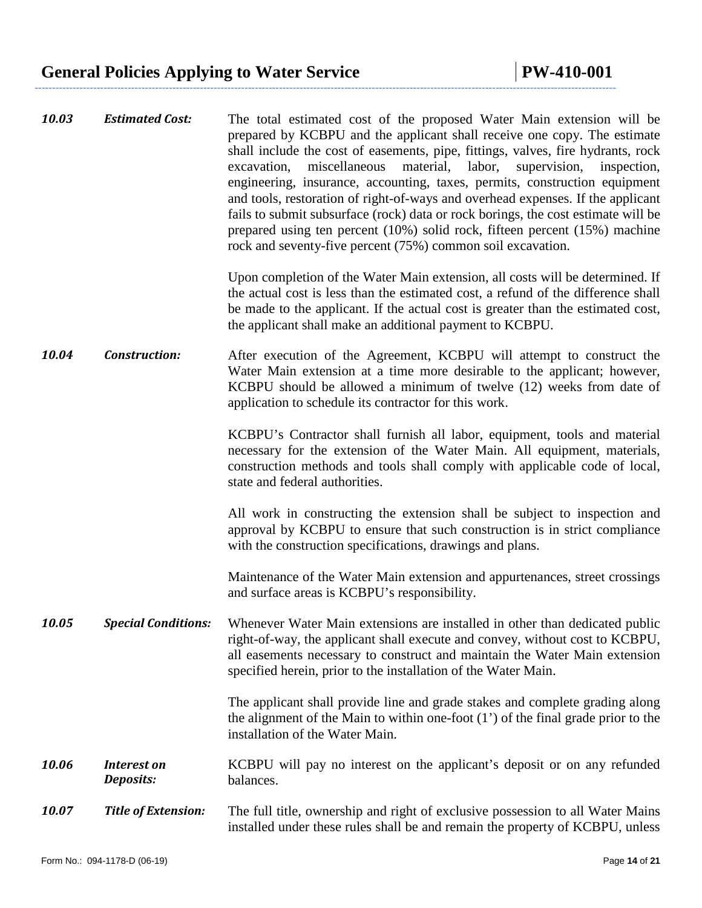***10.03 Estimated Cost:*** The total estimated cost of the proposed Water Main extension will be prepared by KCBPU and the applicant shall receive one copy. The estimate shall include the cost of easements, pipe, fittings, valves, fire hydrants, rock excavation, miscellaneous material, labor, supervision, inspection, engineering, insurance, accounting, taxes, permits, construction equipment and tools, restoration of right-of-ways and overhead expenses. If the applicant fails to submit subsurface (rock) data or rock borings, the cost estimate will be prepared using ten percent (10%) solid rock, fifteen percent (15%) machine rock and seventy-five percent (75%) common soil excavation.

Upon completion of the Water Main extension, all costs will be determined. If the actual cost is less than the estimated cost, a refund of the difference shall be made to the applicant. If the actual cost is greater than the estimated cost, the applicant shall make an additional payment to KCBPU.

***10.04 Construction:*** After execution of the Agreement, KCBPU will attempt to construct the Water Main extension at a time more desirable to the applicant; however, KCBPU should be allowed a minimum of twelve (12) weeks from date of application to schedule its contractor for this work.

KCBPU's Contractor shall furnish all labor, equipment, tools and material necessary for the extension of the Water Main. All equipment, materials, construction methods and tools shall comply with applicable code of local, state and federal authorities.

All work in constructing the extension shall be subject to inspection and approval by KCBPU to ensure that such construction is in strict compliance with the construction specifications, drawings and plans.

Maintenance of the Water Main extension and appurtenances, street crossings and surface areas is KCBPU's responsibility.

***10.05 Special Conditions:*** Whenever Water Main extensions are installed in other than dedicated public right-of-way, the applicant shall execute and convey, without cost to KCBPU, all easements necessary to construct and maintain the Water Main extension specified herein, prior to the installation of the Water Main.

The applicant shall provide line and grade stakes and complete grading along the alignment of the Main to within one-foot (1') of the final grade prior to the installation of the Water Main.

***10.06 Interest on Deposits:*** KCBPU will pay no interest on the applicant's deposit or on any refunded balances.

***10.07 Title of Extension:*** The full title, ownership and right of exclusive possession to all Water Mains installed under these rules shall be and remain the property of KCBPU, unless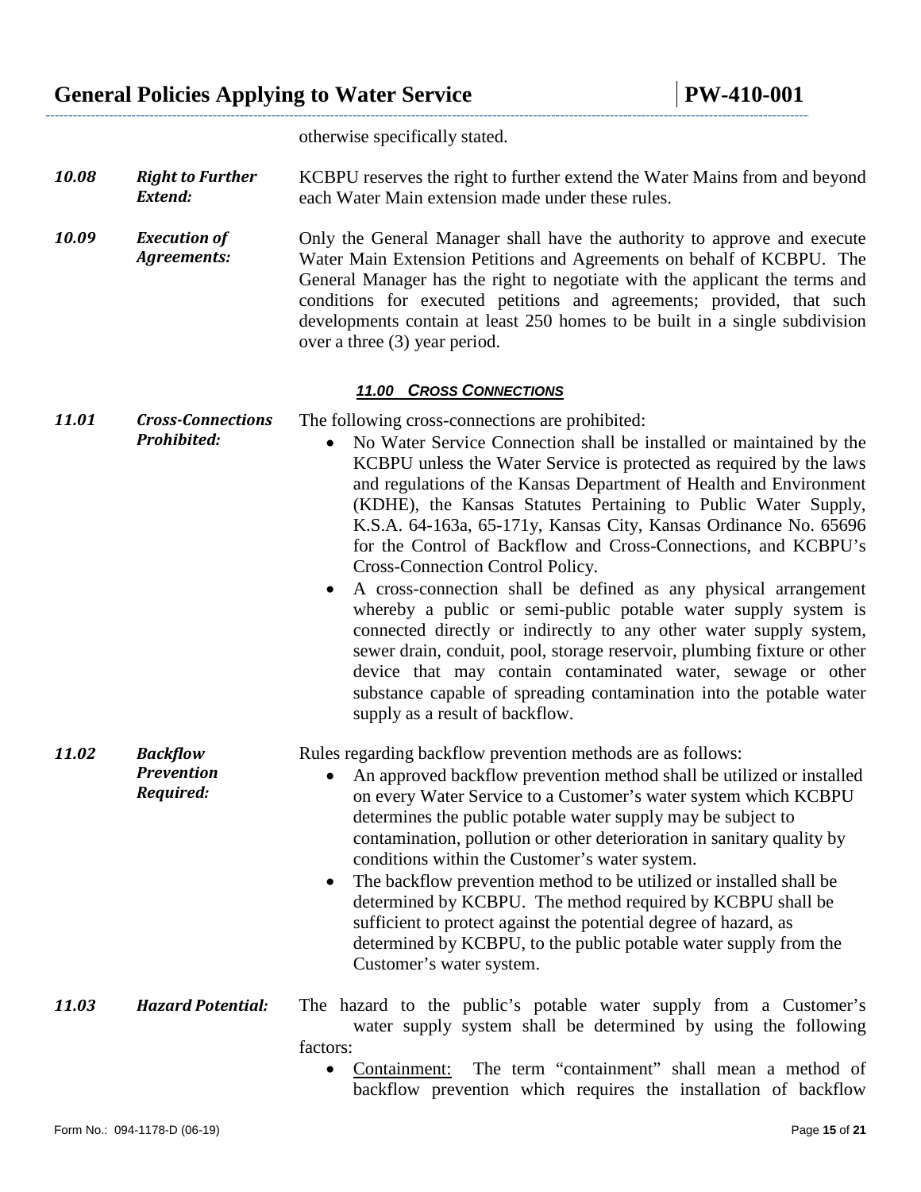otherwise specifically stated.

***10.08*** ***Right to Further Extend:*** KCBPU reserves the right to further extend the Water Mains from and beyond each Water Main extension made under these rules.

***10.09*** ***Execution of Agreements:*** Only the General Manager shall have the authority to approve and execute Water Main Extension Petitions and Agreements on behalf of KCBPU. The General Manager has the right to negotiate with the applicant the terms and conditions for executed petitions and agreements; provided, that such developments contain at least 250 homes to be built in a single subdivision over a three (3) year period.

## ***11.00 CROSS CONNECTIONS***

***11.01*** ***Cross-Connections Prohibited:*** The following cross-connections are prohibited:

- No Water Service Connection shall be installed or maintained by the KCBPU unless the Water Service is protected as required by the laws and regulations of the Kansas Department of Health and Environment (KDHE), the Kansas Statutes Pertaining to Public Water Supply, K.S.A. 64-163a, 65-171y, Kansas City, Kansas Ordinance No. 65696 for the Control of Backflow and Cross-Connections, and KCBPU's Cross-Connection Control Policy.
- A cross-connection shall be defined as any physical arrangement whereby a public or semi-public potable water supply system is connected directly or indirectly to any other water supply system, sewer drain, conduit, pool, storage reservoir, plumbing fixture or other device that may contain contaminated water, sewage or other substance capable of spreading contamination into the potable water supply as a result of backflow.

***11.02*** ***Backflow Prevention Required:*** Rules regarding backflow prevention methods are as follows:

- An approved backflow prevention method shall be utilized or installed on every Water Service to a Customer's water system which KCBPU determines the public potable water supply may be subject to contamination, pollution or other deterioration in sanitary quality by conditions within the Customer's water system.
- The backflow prevention method to be utilized or installed shall be determined by KCBPU. The method required by KCBPU shall be sufficient to protect against the potential degree of hazard, as determined by KCBPU, to the public potable water supply from the Customer's water system.

***11.03*** ***Hazard Potential:*** The hazard to the public's potable water supply from a Customer's water supply system shall be determined by using the following factors:

- <u>Containment:</u> The term "containment" shall mean a method of backflow prevention which requires the installation of backflow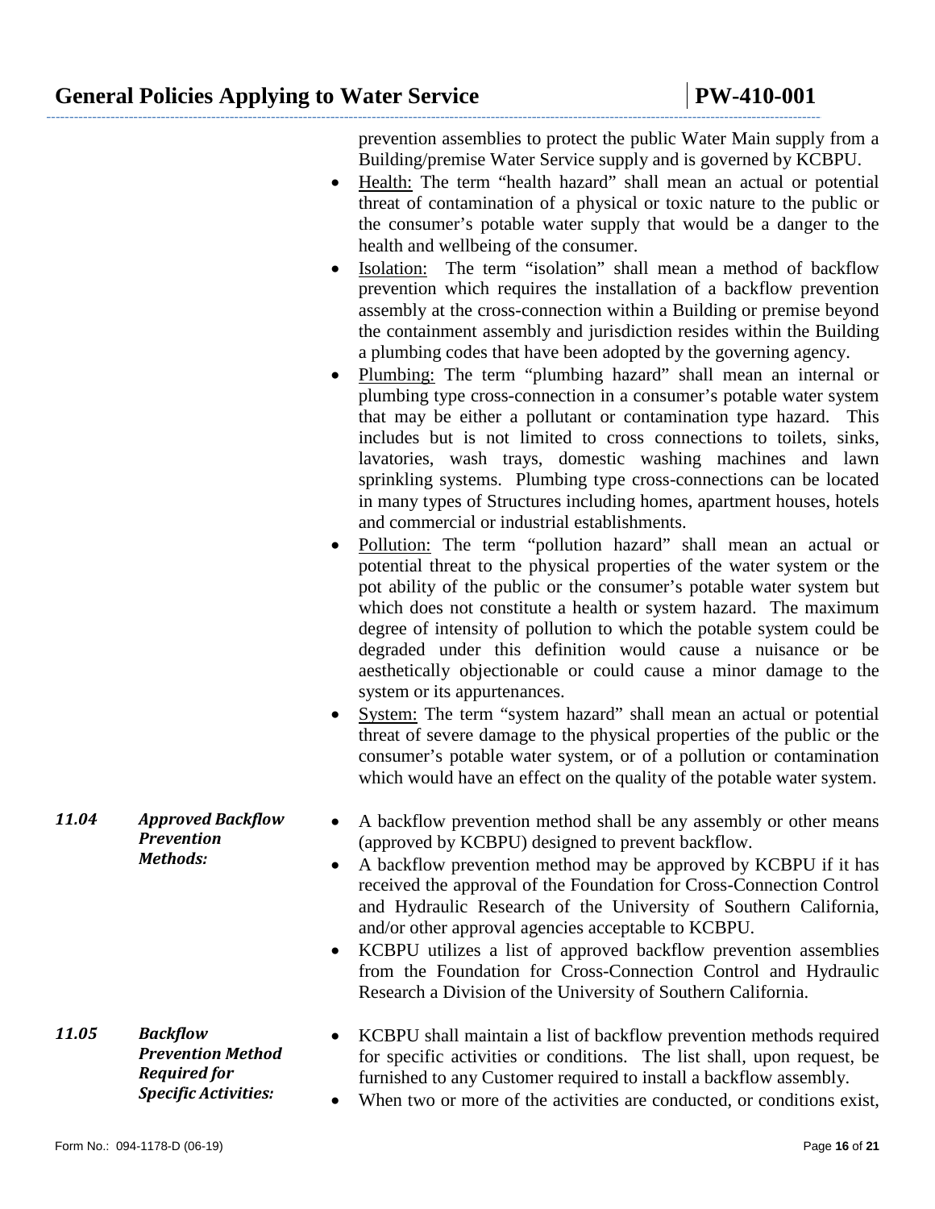prevention assemblies to protect the public Water Main supply from a Building/premise Water Service supply and is governed by KCBPU.

- Health: The term "health hazard" shall mean an actual or potential threat of contamination of a physical or toxic nature to the public or the consumer's potable water supply that would be a danger to the health and wellbeing of the consumer.
- Isolation: The term "isolation" shall mean a method of backflow prevention which requires the installation of a backflow prevention assembly at the cross-connection within a Building or premise beyond the containment assembly and jurisdiction resides within the Building a plumbing codes that have been adopted by the governing agency.
- Plumbing: The term "plumbing hazard" shall mean an internal or plumbing type cross-connection in a consumer's potable water system that may be either a pollutant or contamination type hazard. This includes but is not limited to cross connections to toilets, sinks, lavatories, wash trays, domestic washing machines and lawn sprinkling systems. Plumbing type cross-connections can be located in many types of Structures including homes, apartment houses, hotels and commercial or industrial establishments.
- Pollution: The term "pollution hazard" shall mean an actual or potential threat to the physical properties of the water system or the pot ability of the public or the consumer's potable water system but which does not constitute a health or system hazard. The maximum degree of intensity of pollution to which the potable system could be degraded under this definition would cause a nuisance or be aesthetically objectionable or could cause a minor damage to the system or its appurtenances.
- System: The term "system hazard" shall mean an actual or potential threat of severe damage to the physical properties of the public or the consumer's potable water system, or of a pollution or contamination which would have an effect on the quality of the potable water system.

***11.04 Approved Backflow Prevention Methods:***

- A backflow prevention method shall be any assembly or other means (approved by KCBPU) designed to prevent backflow.
- A backflow prevention method may be approved by KCBPU if it has received the approval of the Foundation for Cross-Connection Control and Hydraulic Research of the University of Southern California, and/or other approval agencies acceptable to KCBPU.
- KCBPU utilizes a list of approved backflow prevention assemblies from the Foundation for Cross-Connection Control and Hydraulic Research a Division of the University of Southern California.

***11.05 Backflow Prevention Method Required for Specific Activities:***

- KCBPU shall maintain a list of backflow prevention methods required for specific activities or conditions. The list shall, upon request, be furnished to any Customer required to install a backflow assembly.
- When two or more of the activities are conducted, or conditions exist,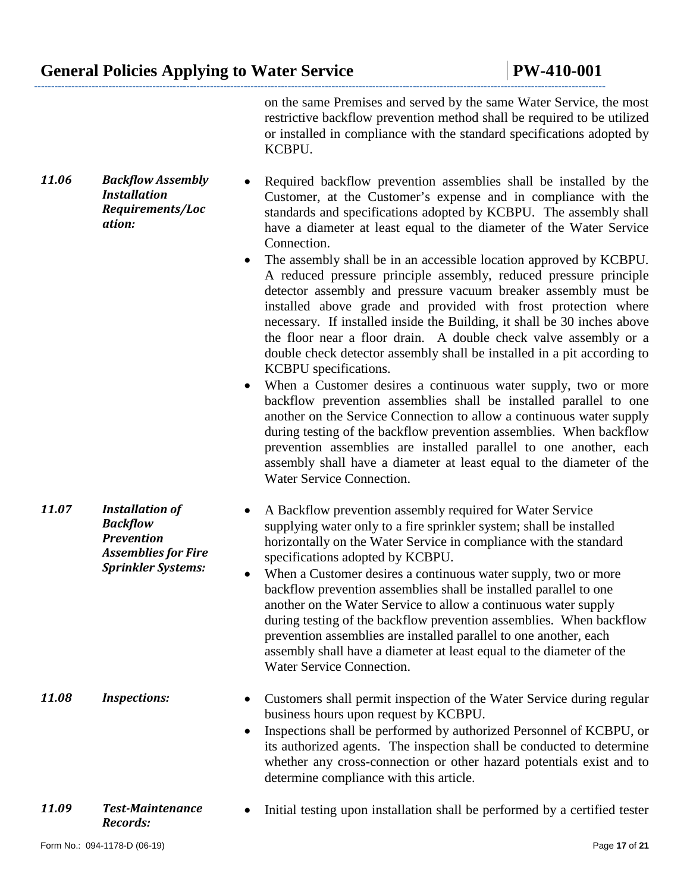on the same Premises and served by the same Water Service, the most restrictive backflow prevention method shall be required to be utilized or installed in compliance with the standard specifications adopted by KCBPU.

***11.06 Backflow Assembly Installation Requirements/Location:***

- Required backflow prevention assemblies shall be installed by the Customer, at the Customer's expense and in compliance with the standards and specifications adopted by KCBPU. The assembly shall have a diameter at least equal to the diameter of the Water Service Connection.
- The assembly shall be in an accessible location approved by KCBPU. A reduced pressure principle assembly, reduced pressure principle detector assembly and pressure vacuum breaker assembly must be installed above grade and provided with frost protection where necessary. If installed inside the Building, it shall be 30 inches above the floor near a floor drain. A double check valve assembly or a double check detector assembly shall be installed in a pit according to KCBPU specifications.
- When a Customer desires a continuous water supply, two or more backflow prevention assemblies shall be installed parallel to one another on the Service Connection to allow a continuous water supply during testing of the backflow prevention assemblies. When backflow prevention assemblies are installed parallel to one another, each assembly shall have a diameter at least equal to the diameter of the Water Service Connection.

***11.07 Installation of Backflow Prevention Assemblies for Fire Sprinkler Systems:***

- A Backflow prevention assembly required for Water Service supplying water only to a fire sprinkler system; shall be installed horizontally on the Water Service in compliance with the standard specifications adopted by KCBPU.
- When a Customer desires a continuous water supply, two or more backflow prevention assemblies shall be installed parallel to one another on the Water Service to allow a continuous water supply during testing of the backflow prevention assemblies. When backflow prevention assemblies are installed parallel to one another, each assembly shall have a diameter at least equal to the diameter of the Water Service Connection.

***11.08 Inspections:***

- Customers shall permit inspection of the Water Service during regular business hours upon request by KCBPU.
- Inspections shall be performed by authorized Personnel of KCBPU, or its authorized agents. The inspection shall be conducted to determine whether any cross-connection or other hazard potentials exist and to determine compliance with this article.

***11.09 Test-Maintenance Records:***

- Initial testing upon installation shall be performed by a certified tester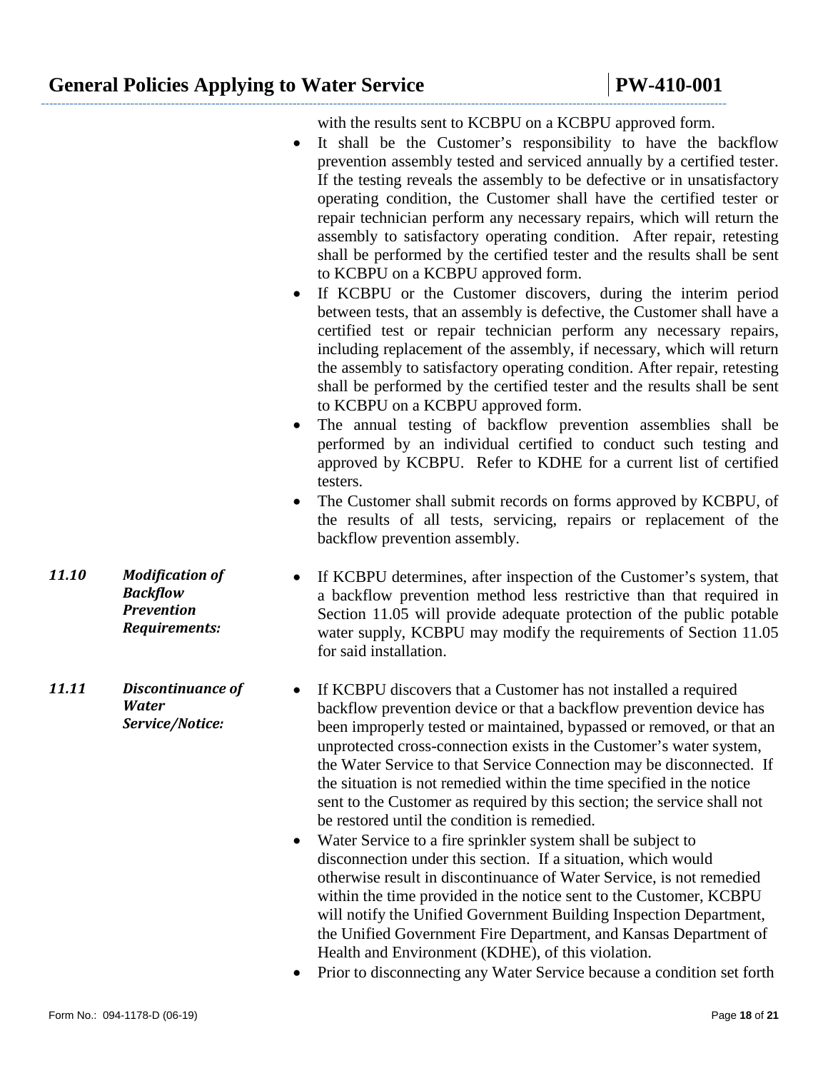with the results sent to KCBPU on a KCBPU approved form.

- It shall be the Customer's responsibility to have the backflow prevention assembly tested and serviced annually by a certified tester. If the testing reveals the assembly to be defective or in unsatisfactory operating condition, the Customer shall have the certified tester or repair technician perform any necessary repairs, which will return the assembly to satisfactory operating condition. After repair, retesting shall be performed by the certified tester and the results shall be sent to KCBPU on a KCBPU approved form.
- If KCBPU or the Customer discovers, during the interim period between tests, that an assembly is defective, the Customer shall have a certified test or repair technician perform any necessary repairs, including replacement of the assembly, if necessary, which will return the assembly to satisfactory operating condition. After repair, retesting shall be performed by the certified tester and the results shall be sent to KCBPU on a KCBPU approved form.
- The annual testing of backflow prevention assemblies shall be performed by an individual certified to conduct such testing and approved by KCBPU. Refer to KDHE for a current list of certified testers.
- The Customer shall submit records on forms approved by KCBPU, of the results of all tests, servicing, repairs or replacement of the backflow prevention assembly.

***11.10 Modification of Backflow Prevention Requirements:***

- If KCBPU determines, after inspection of the Customer's system, that a backflow prevention method less restrictive than that required in Section 11.05 will provide adequate protection of the public potable water supply, KCBPU may modify the requirements of Section 11.05 for said installation.

***11.11 Discontinuance of Water Service/Notice:***

- If KCBPU discovers that a Customer has not installed a required backflow prevention device or that a backflow prevention device has been improperly tested or maintained, bypassed or removed, or that an unprotected cross-connection exists in the Customer's water system, the Water Service to that Service Connection may be disconnected. If the situation is not remedied within the time specified in the notice sent to the Customer as required by this section; the service shall not be restored until the condition is remedied.
- Water Service to a fire sprinkler system shall be subject to disconnection under this section. If a situation, which would otherwise result in discontinuance of Water Service, is not remedied within the time provided in the notice sent to the Customer, KCBPU will notify the Unified Government Building Inspection Department, the Unified Government Fire Department, and Kansas Department of Health and Environment (KDHE), of this violation.
- Prior to disconnecting any Water Service because a condition set forth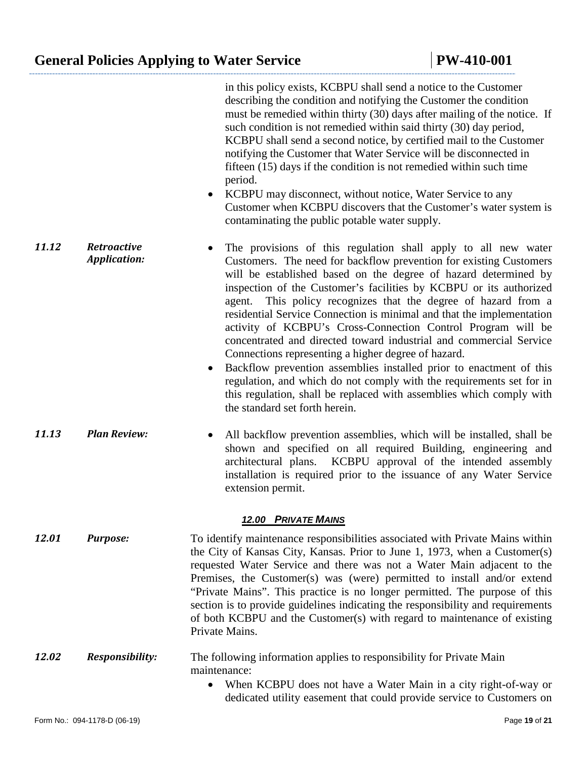in this policy exists, KCBPU shall send a notice to the Customer describing the condition and notifying the Customer the condition must be remedied within thirty (30) days after mailing of the notice. If such condition is not remedied within said thirty (30) day period, KCBPU shall send a second notice, by certified mail to the Customer notifying the Customer that Water Service will be disconnected in fifteen (15) days if the condition is not remedied within such time period.

- KCBPU may disconnect, without notice, Water Service to any Customer when KCBPU discovers that the Customer's water system is contaminating the public potable water supply.

***11.12 Retroactive Application:***

- The provisions of this regulation shall apply to all new water Customers. The need for backflow prevention for existing Customers will be established based on the degree of hazard determined by inspection of the Customer's facilities by KCBPU or its authorized agent. This policy recognizes that the degree of hazard from a residential Service Connection is minimal and that the implementation activity of KCBPU's Cross-Connection Control Program will be concentrated and directed toward industrial and commercial Service Connections representing a higher degree of hazard.
- Backflow prevention assemblies installed prior to enactment of this regulation, and which do not comply with the requirements set for in this regulation, shall be replaced with assemblies which comply with the standard set forth herein.

***11.13 Plan Review:***

- All backflow prevention assemblies, which will be installed, shall be shown and specified on all required Building, engineering and architectural plans. KCBPU approval of the intended assembly installation is required prior to the issuance of any Water Service extension permit.

## *12.00 PRIVATE MAINS*

***12.01 Purpose:***

To identify maintenance responsibilities associated with Private Mains within the City of Kansas City, Kansas. Prior to June 1, 1973, when a Customer(s) requested Water Service and there was not a Water Main adjacent to the Premises, the Customer(s) was (were) permitted to install and/or extend "Private Mains". This practice is no longer permitted. The purpose of this section is to provide guidelines indicating the responsibility and requirements of both KCBPU and the Customer(s) with regard to maintenance of existing Private Mains.

***12.02 Responsibility:***

The following information applies to responsibility for Private Main maintenance:

- When KCBPU does not have a Water Main in a city right-of-way or dedicated utility easement that could provide service to Customers on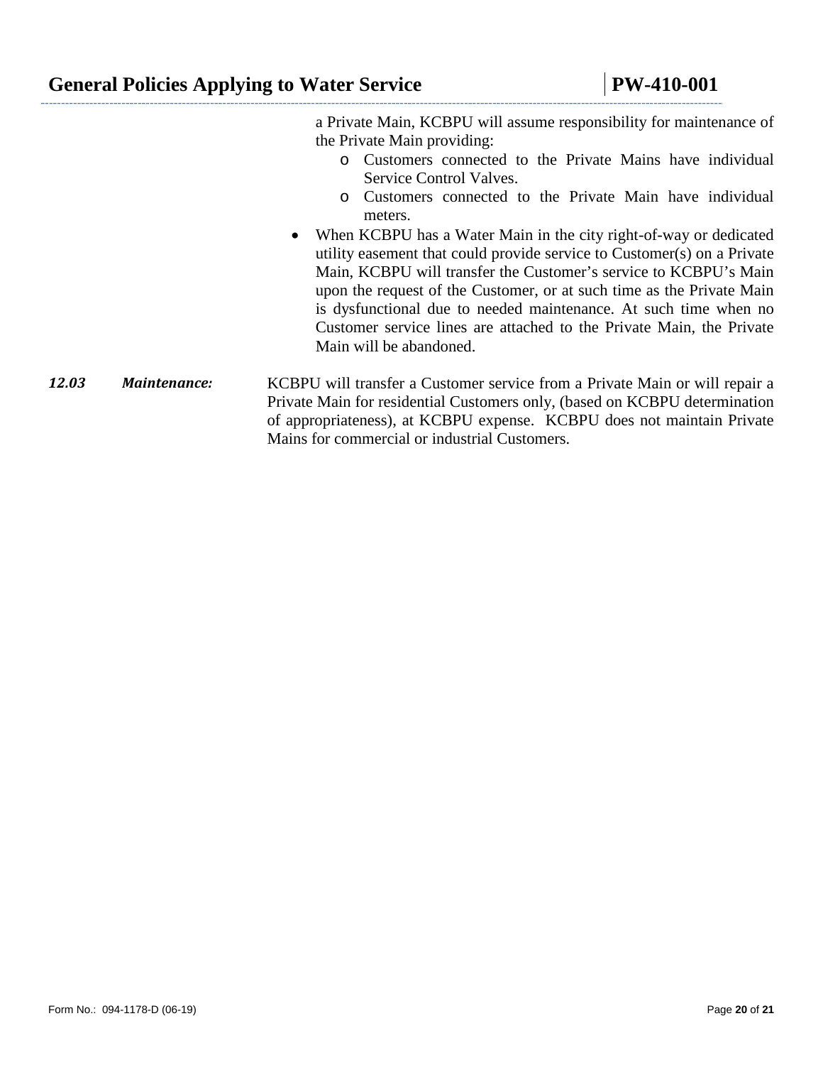a Private Main, KCBPU will assume responsibility for maintenance of the Private Main providing:

   - Customers connected to the Private Mains have individual Service Control Valves.
   - Customers connected to the Private Main have individual meters.

- When KCBPU has a Water Main in the city right-of-way or dedicated utility easement that could provide service to Customer(s) on a Private Main, KCBPU will transfer the Customer's service to KCBPU's Main upon the request of the Customer, or at such time as the Private Main is dysfunctional due to needed maintenance. At such time when no Customer service lines are attached to the Private Main, the Private Main will be abandoned.

***12.03 Maintenance:*** KCBPU will transfer a Customer service from a Private Main or will repair a Private Main for residential Customers only, (based on KCBPU determination of appropriateness), at KCBPU expense. KCBPU does not maintain Private Mains for commercial or industrial Customers.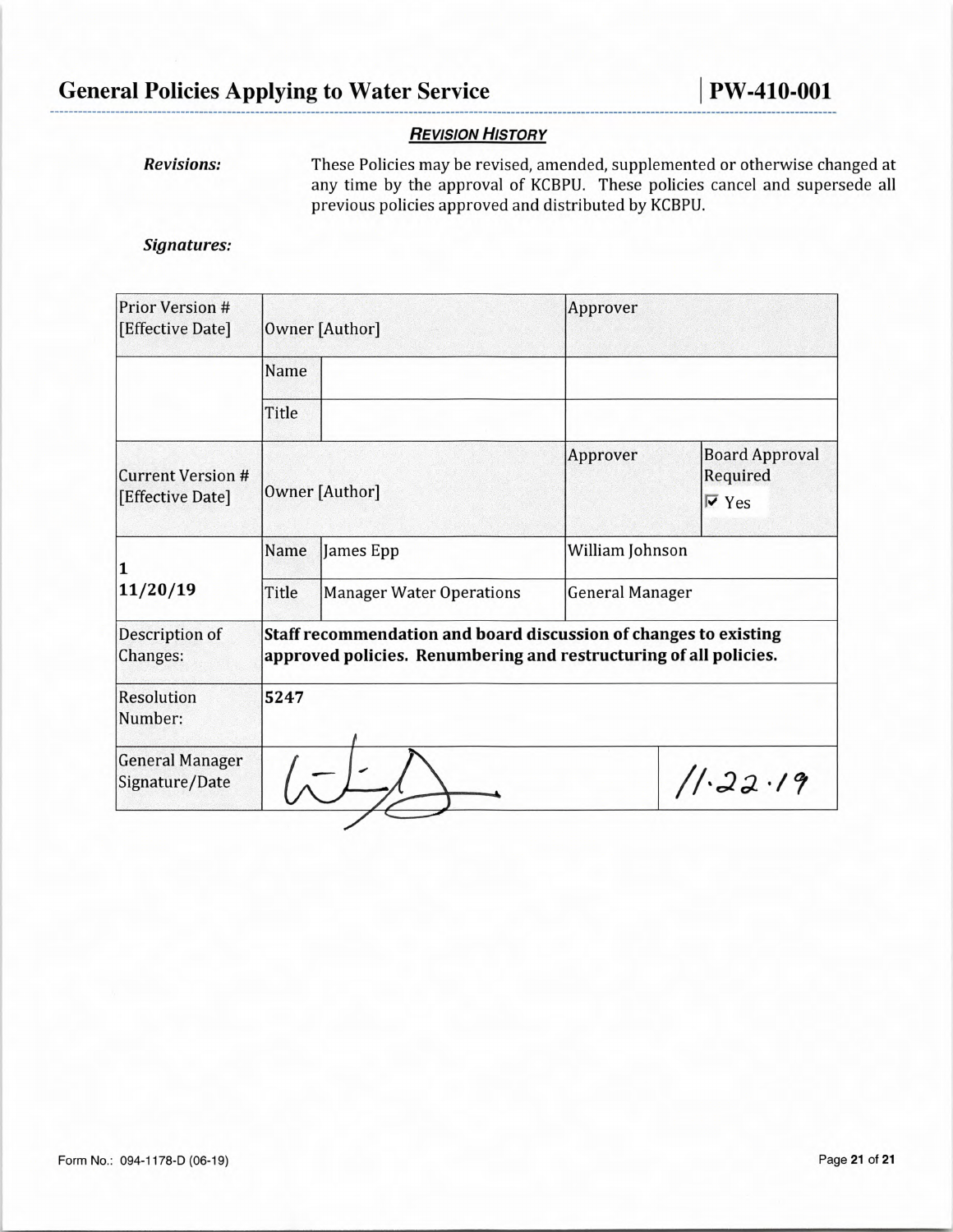## Revision History

***Revisions:*** These Policies may be revised, amended, supplemented or otherwise changed at any time by the approval of KCBPU. These policies cancel and supersede all previous policies approved and distributed by KCBPU.

***Signatures:***

| Prior Version # [Effective Date] | Owner [Author] | | Approver | |
|---|---|---|---|---|
| | Name | | | |
| | Title | | | |
| **Current Version # [Effective Date]** | Owner [Author] | | Approver | Board Approval Required ☑ Yes |
| **1** **11/20/19** | Name | James Epp | William Johnson | |
| | Title | Manager Water Operations | General Manager | |
| Description of Changes: | **Staff recommendation and board discussion of changes to existing approved policies. Renumbering and restructuring of all policies.** | | | |
| Resolution Number: | **5247** | | | |
| General Manager Signature/Date | [signature] | | | 11.22.19 |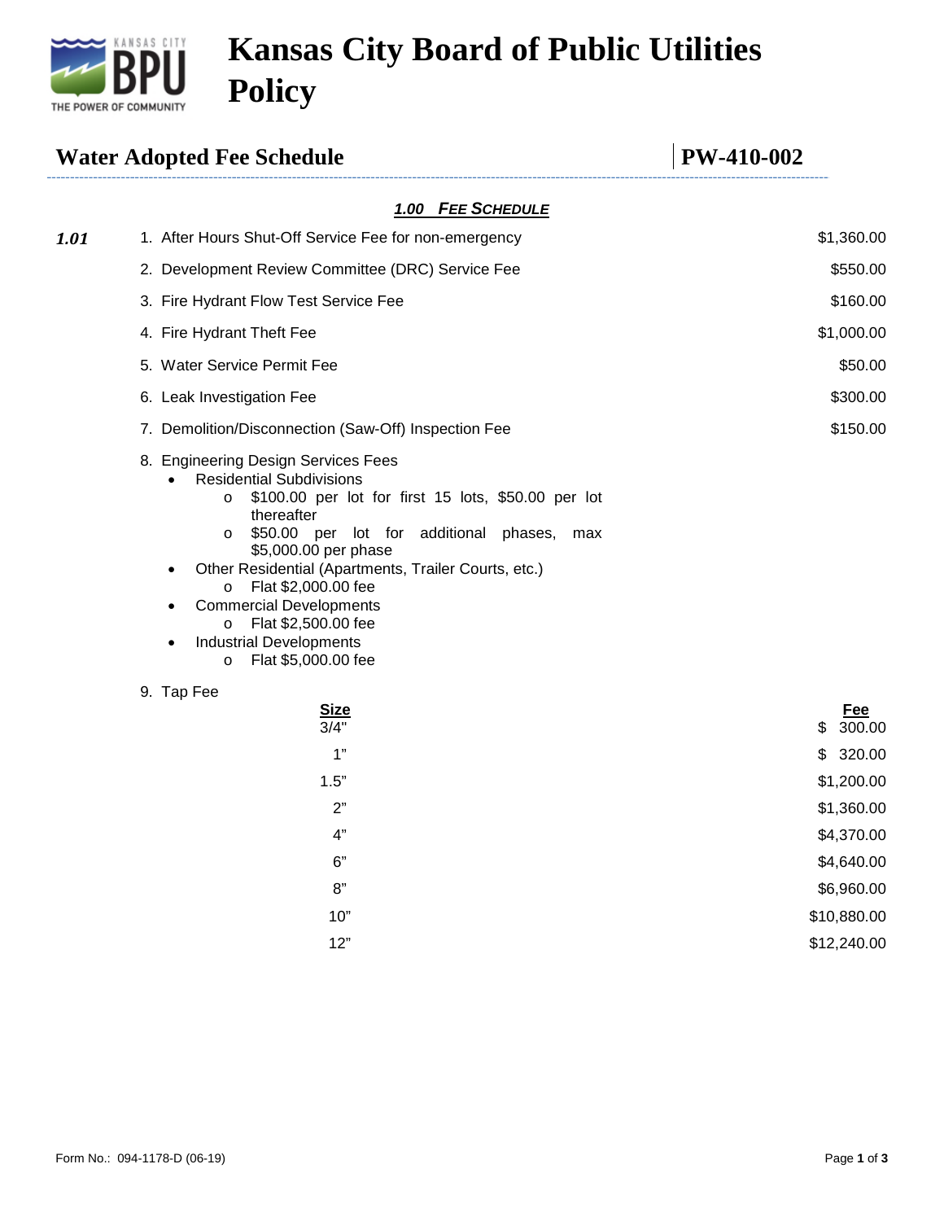# Kansas City Board of Public Utilities Policy

## Water Adopted Fee Schedule — PW-410-002

### 1.00 FEE SCHEDULE

**1.01**

| Item | Fee |
|---|---|
| 1. After Hours Shut-Off Service Fee for non-emergency | $1,360.00 |
| 2. Development Review Committee (DRC) Service Fee | $550.00 |
| 3. Fire Hydrant Flow Test Service Fee | $160.00 |
| 4. Fire Hydrant Theft Fee | $1,000.00 |
| 5. Water Service Permit Fee | $50.00 |
| 6. Leak Investigation Fee | $300.00 |
| 7. Demolition/Disconnection (Saw-Off) Inspection Fee | $150.00 |

8. Engineering Design Services Fees
   - Residential Subdivisions
     - $100.00 per lot for first 15 lots, $50.00 per lot thereafter
     - $50.00 per lot for additional phases, max $5,000.00 per phase
   - Other Residential (Apartments, Trailer Courts, etc.)
     - Flat $2,000.00 fee
   - Commercial Developments
     - Flat $2,500.00 fee
   - Industrial Developments
     - Flat $5,000.00 fee

9. Tap Fee

| Size | Fee |
|---|---|
| 3/4" | $ 300.00 |
| 1" | $ 320.00 |
| 1.5" | $1,200.00 |
| 2" | $1,360.00 |
| 4" | $4,370.00 |
| 6" | $4,640.00 |
| 8" | $6,960.00 |
| 10" | $10,880.00 |
| 12" | $12,240.00 |

Form No.: 094-1178-D (06-19)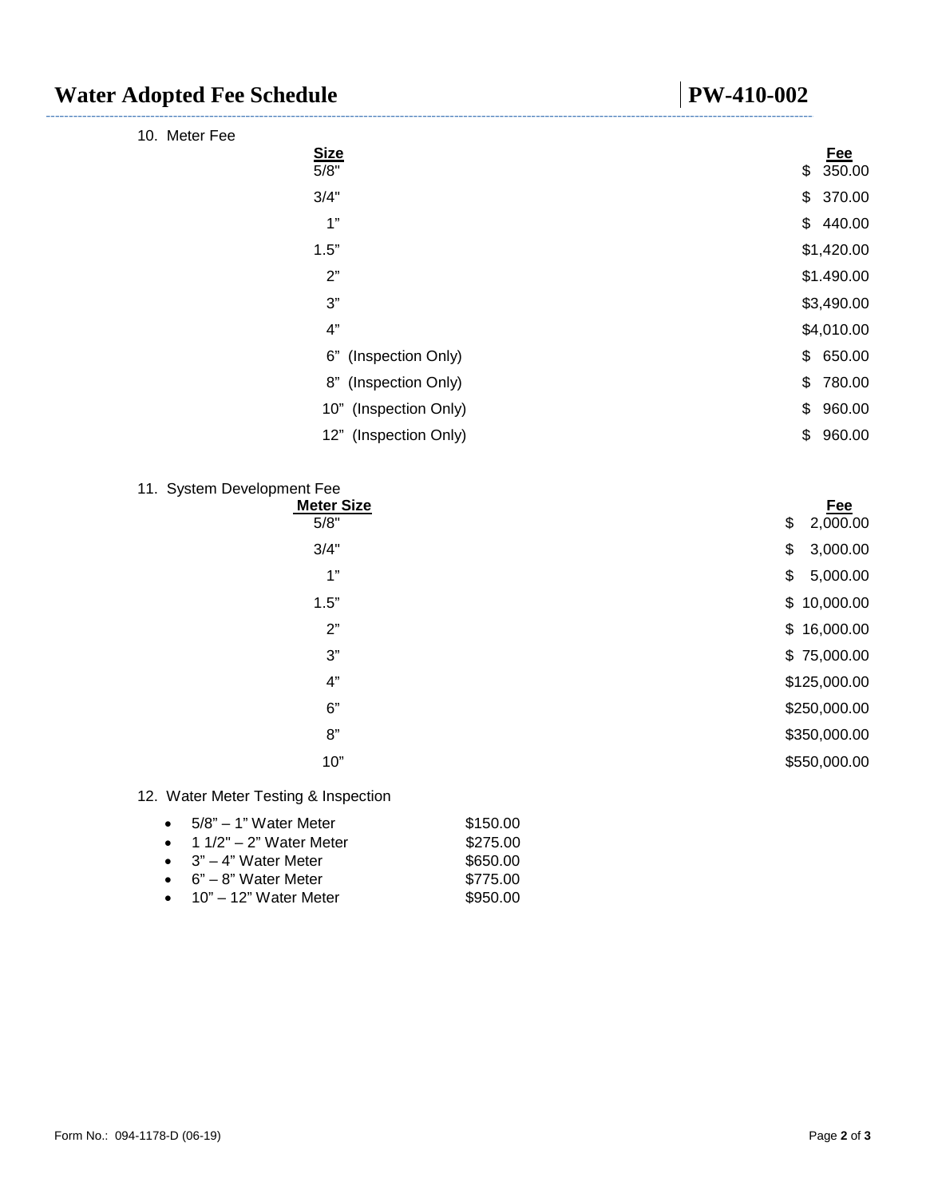10. Meter Fee

| Size | Fee |
|---|---|
| 5/8" | $ 350.00 |
| 3/4" | $ 370.00 |
| 1” | $ 440.00 |
| 1.5” | $1,420.00 |
| 2” | $1.490.00 |
| 3” | $3,490.00 |
| 4” | $4,010.00 |
| 6” (Inspection Only) | $ 650.00 |
| 8” (Inspection Only) | $ 780.00 |
| 10” (Inspection Only) | $ 960.00 |
| 12” (Inspection Only) | $ 960.00 |

11. System Development Fee

| Meter Size | Fee |
|---|---|
| 5/8" | $ 2,000.00 |
| 3/4" | $ 3,000.00 |
| 1” | $ 5,000.00 |
| 1.5” | $ 10,000.00 |
| 2” | $ 16,000.00 |
| 3” | $ 75,000.00 |
| 4” | $125,000.00 |
| 6” | $250,000.00 |
| 8” | $350,000.00 |
| 10” | $550,000.00 |

12. Water Meter Testing & Inspection

- 5/8” – 1” Water Meter $150.00
- 1 1/2" – 2” Water Meter $275.00
- 3” – 4” Water Meter $650.00
- 6” – 8” Water Meter $775.00
- 10” – 12” Water Meter $950.00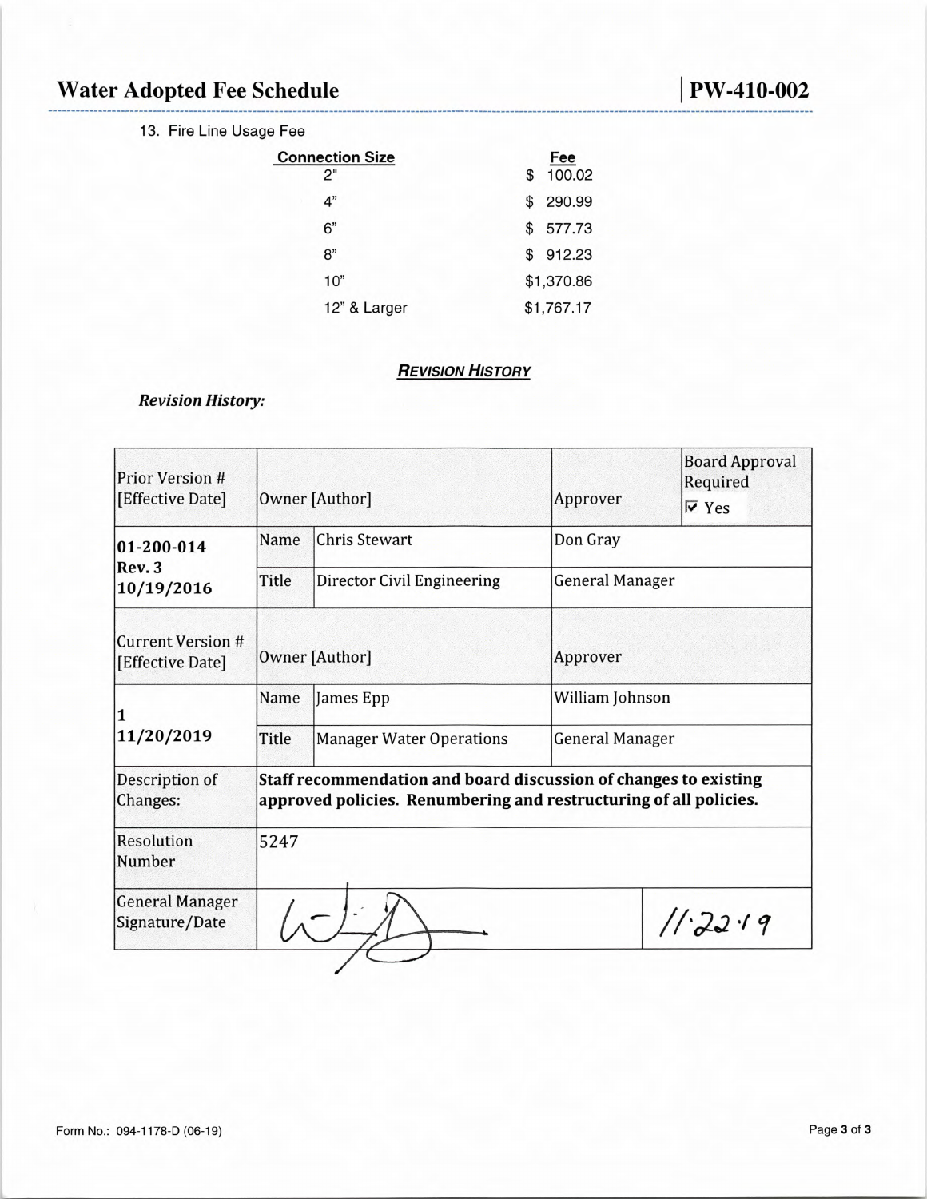13. Fire Line Usage Fee

| Connection Size | Fee |
|---|---|
| 2" | $ 100.02 |
| 4" | $ 290.99 |
| 6" | $ 577.73 |
| 8" | $ 912.23 |
| 10" | $1,370.86 |
| 12" & Larger | $1,767.17 |

## REVISION HISTORY

*Revision History:*

| Prior Version # [Effective Date] | Owner [Author] | | Approver | Board Approval Required ☑ Yes |
|---|---|---|---|---|
| **01-200-014 Rev. 3 10/19/2016** | Name | Chris Stewart | Don Gray | |
| | Title | Director Civil Engineering | General Manager | |
| Current Version # [Effective Date] | Owner [Author] | | Approver | |
| **1 11/20/2019** | Name | James Epp | William Johnson | |
| | Title | Manager Water Operations | General Manager | |
| Description of Changes: | **Staff recommendation and board discussion of changes to existing approved policies. Renumbering and restructuring of all policies.** | | | |
| Resolution Number | 5247 | | | |
| General Manager Signature/Date | [signature] | | | 11·22·19 |